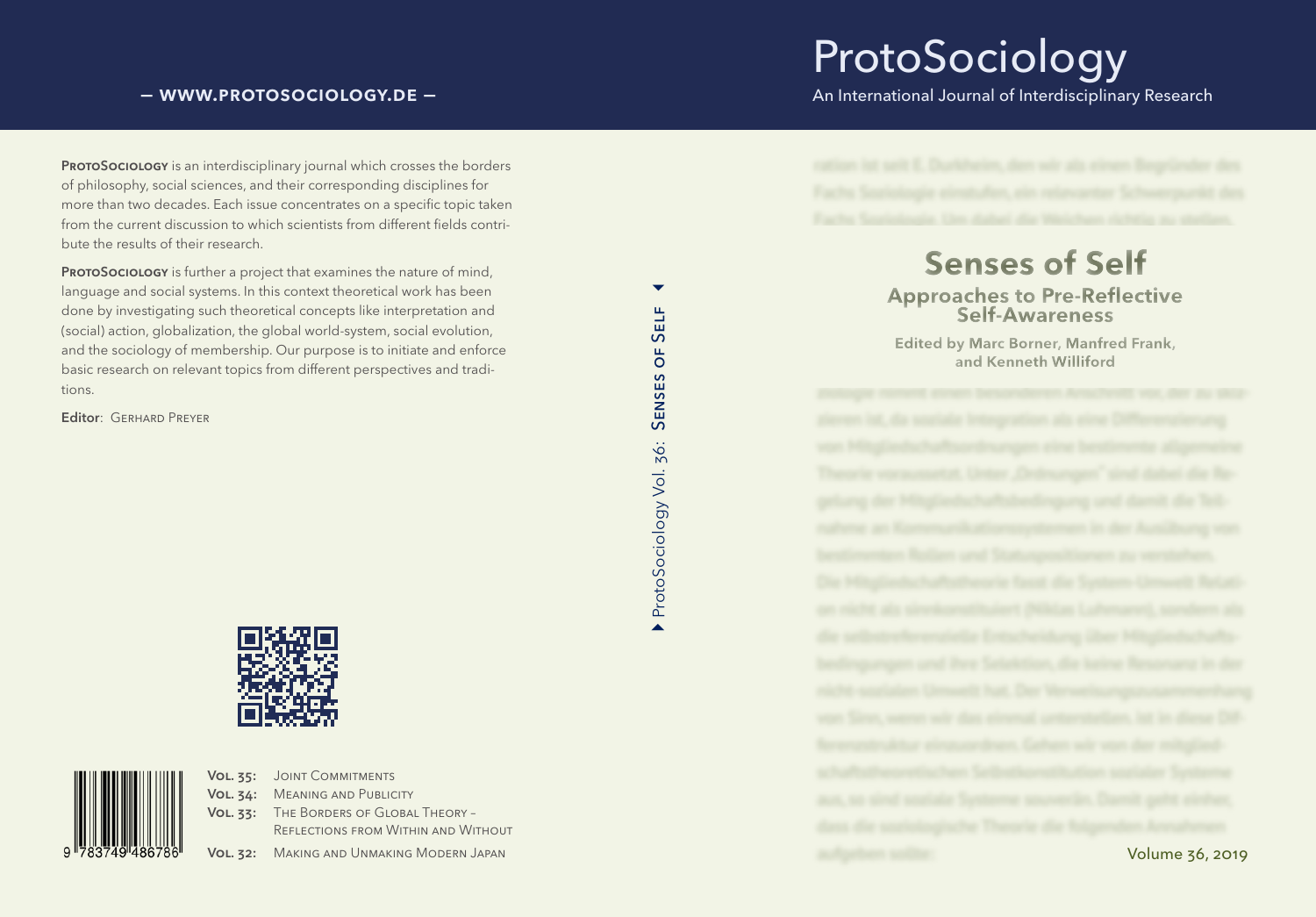— WWW.PROTOSOCIOLOGY.DE —

**ProtoSociology** is an interdisciplinary journal which crosses the borders of philosophy, social sciences, and their corresponding disciplines for more than two decades. Each issue concentrates on a specific topic taken from the current discussion to which scientists from different fields contribute the results of their research.

**ProtoSociology** is further a project that examines the nature of mind, language and social systems. In this context theoretical work has been done by investigating such theoretical concepts like interpretation and (social) action, globalization, the global world-system, social evolution, and the sociology of membership. Our purpose is to initiate and enforce basic research on relevant topics from different perspectives and traditions.

Editor: Gerhard Preyer

9 783749 486786

**Vol. 35:** Joint Commitments
**Vol. 34:** Meaning and Publicity
**Vol. 33:** The Borders of Global Theory – Reflections from Within and Without
**Vol. 32:** Making and Unmaking Modern Japan

ProtoSociology Vol. 36: Senses of Self

# ProtoSociology

An International Journal of Interdisciplinary Research

## Senses of Self

### Approaches to Pre-Reflective Self-Awareness

Edited by Marc Borner, Manfred Frank, and Kenneth Williford

Volume 36, 2019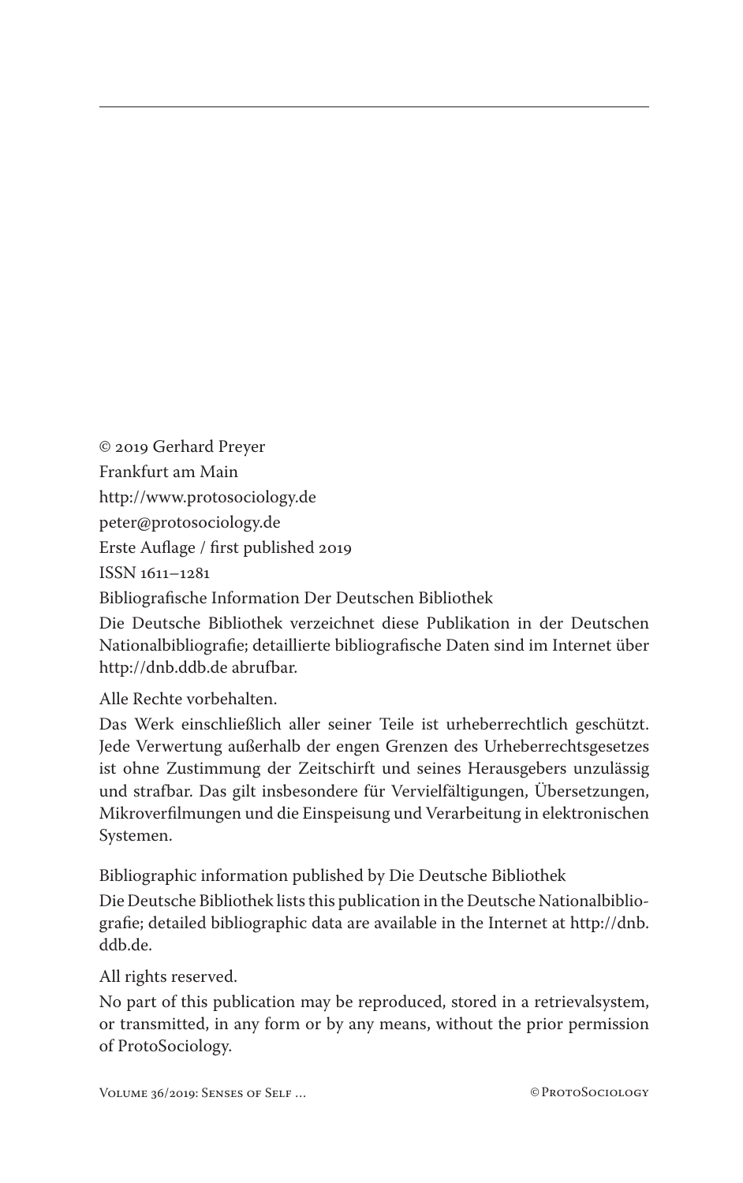© 2019 Gerhard Preyer

Frankfurt am Main

http://www.protosociology.de

peter@protosociology.de

Erste Auflage / first published 2019

ISSN 1611–1281

Bibliografische Information Der Deutschen Bibliothek

Die Deutsche Bibliothek verzeichnet diese Publikation in der Deutschen Nationalbibliografie; detaillierte bibliografische Daten sind im Internet über http://dnb.ddb.de abrufbar.

Alle Rechte vorbehalten.

Das Werk einschließlich aller seiner Teile ist urheberrechtlich geschützt. Jede Verwertung außerhalb der engen Grenzen des Urheberrechtsgesetzes ist ohne Zustimmung der Zeitschirft und seines Herausgebers unzulässig und strafbar. Das gilt insbesondere für Vervielfältigungen, Übersetzungen, Mikroverfilmungen und die Einspeisung und Verarbeitung in elektronischen Systemen.

Bibliographic information published by Die Deutsche Bibliothek

Die Deutsche Bibliothek lists this publication in the Deutsche Nationalbibliografie; detailed bibliographic data are available in the Internet at http://dnb.ddb.de.

All rights reserved.

No part of this publication may be reproduced, stored in a retrievalsystem, or transmitted, in any form or by any means, without the prior permission of ProtoSociology.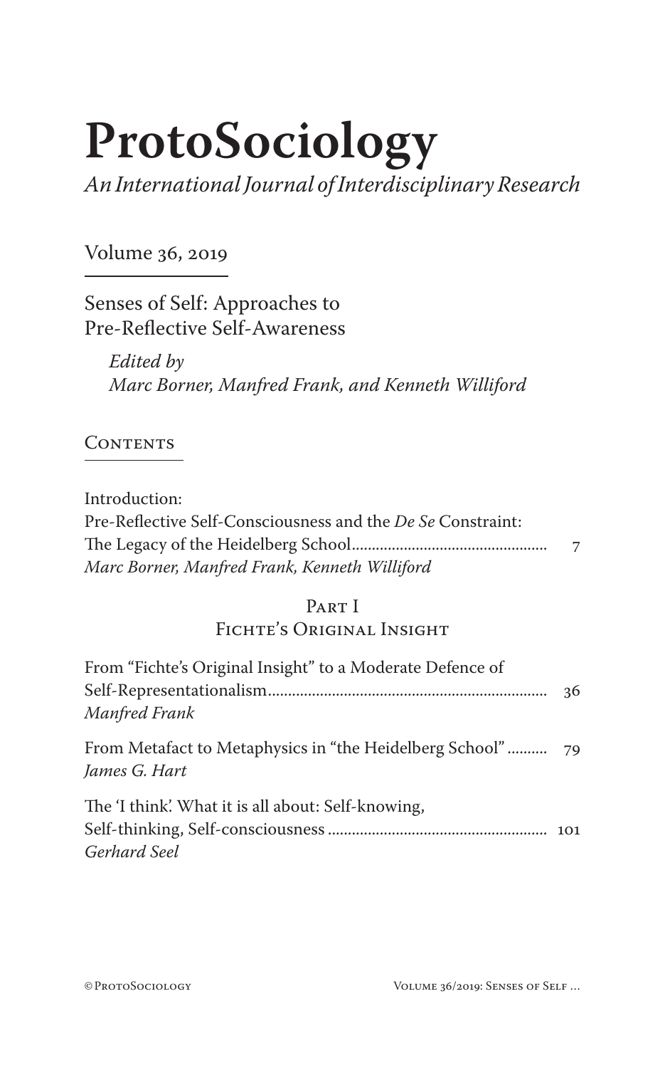# ProtoSociology

*An International Journal of Interdisciplinary Research*

Volume 36, 2019

Senses of Self: Approaches to Pre-Reflective Self-Awareness

*Edited by*
*Marc Borner, Manfred Frank, and Kenneth Williford*

## Contents

Introduction:
Pre-Reflective Self-Consciousness and the *De Se* Constraint:
The Legacy of the Heidelberg School ................................................ 7
*Marc Borner, Manfred Frank, Kenneth Williford*

### Part I
### Fichte's Original Insight

From "Fichte's Original Insight" to a Moderate Defence of Self-Representationalism ...................................................................... 36
*Manfred Frank*

From Metafact to Metaphysics in "the Heidelberg School" .......... 79
*James G. Hart*

The 'I think'. What it is all about: Self-knowing, Self-thinking, Self-consciousness ...................................................... 101
*Gerhard Seel*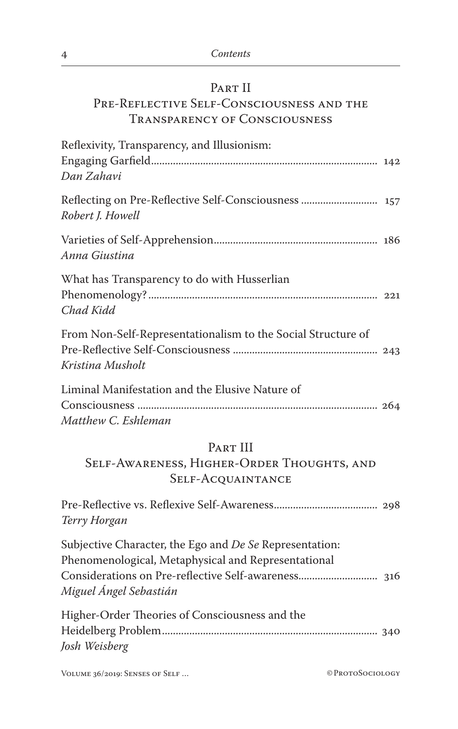## Part II
## Pre-Reflective Self-Consciousness and the Transparency of Consciousness

Reflexivity, Transparency, and Illusionism: Engaging Garfield .................................................................................. 142
*Dan Zahavi*

Reflecting on Pre-Reflective Self-Consciousness ............................ 157
*Robert J. Howell*

Varieties of Self-Apprehension ........................................................... 186
*Anna Giustina*

What has Transparency to do with Husserlian Phenomenology? ................................................................................... 221
*Chad Kidd*

From Non-Self-Representationalism to the Social Structure of Pre-Reflective Self-Consciousness ..................................................... 243
*Kristina Musholt*

Liminal Manifestation and the Elusive Nature of Consciousness ....................................................................................... 264
*Matthew C. Eshleman*

## Part III
## Self-Awareness, Higher-Order Thoughts, and Self-Acquaintance

Pre-Reflective vs. Reflexive Self-Awareness ...................................... 298
*Terry Horgan*

Subjective Character, the Ego and *De Se* Representation: Phenomenological, Metaphysical and Representational Considerations on Pre-reflective Self-awareness ............................. 316
*Miguel Ángel Sebastián*

Higher-Order Theories of Consciousness and the Heidelberg Problem ............................................................................... 340
*Josh Weisberg*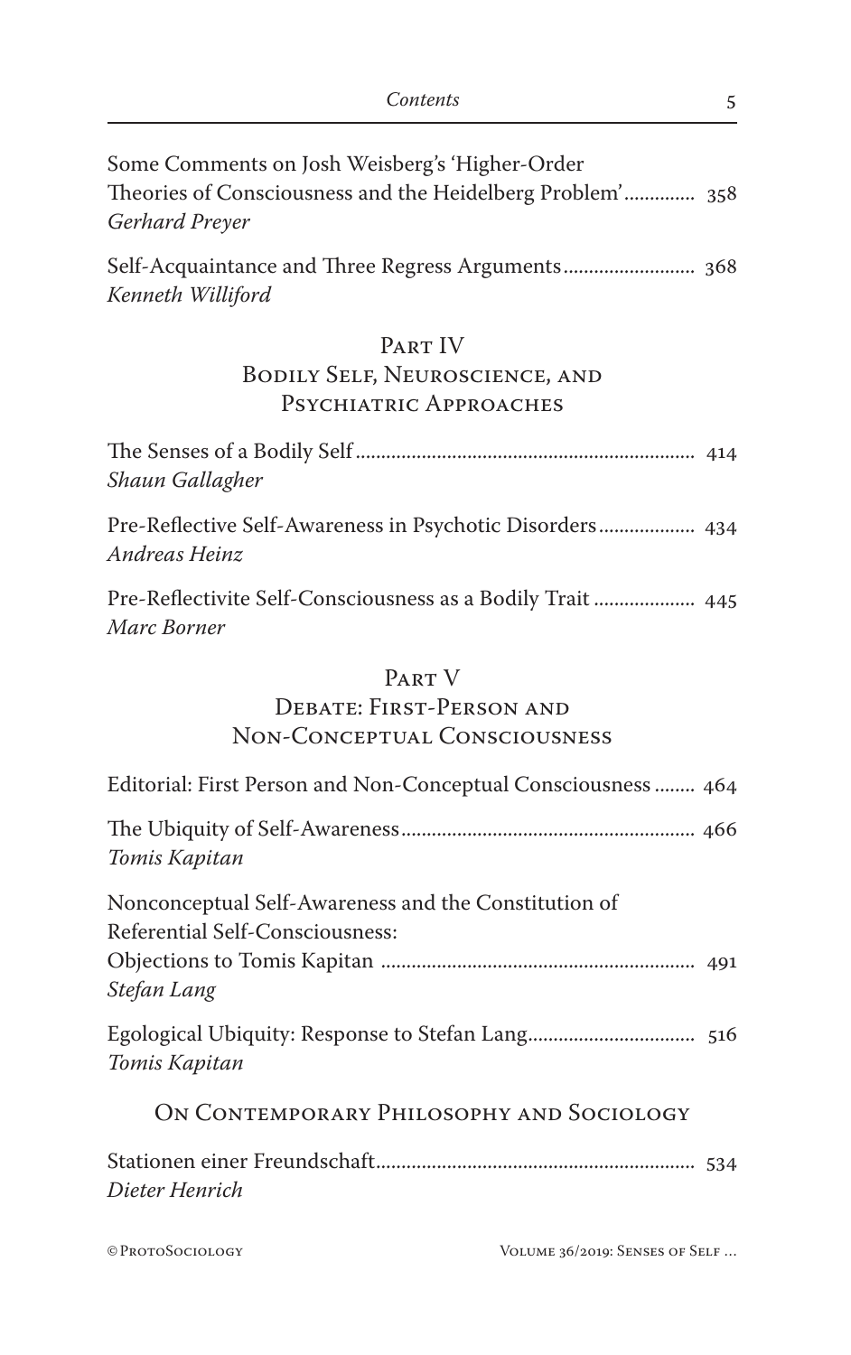Some Comments on Josh Weisberg's 'Higher-Order Theories of Consciousness and the Heidelberg Problem'............. 358
*Gerhard Preyer*

Self-Acquaintance and Three Regress Arguments.......................... 368
*Kenneth Williford*

## Part IV
## Bodily Self, Neuroscience, and Psychiatric Approaches

The Senses of a Bodily Self.................................................................. 414
*Shaun Gallagher*

Pre-Reflective Self-Awareness in Psychotic Disorders.................. 434
*Andreas Heinz*

Pre-Reflectivite Self-Consciousness as a Bodily Trait .................... 445
*Marc Borner*

## Part V
## Debate: First-Person and Non-Conceptual Consciousness

Editorial: First Person and Non-Conceptual Consciousness ........ 464

The Ubiquity of Self-Awareness.......................................................... 466
*Tomis Kapitan*

Nonconceptual Self-Awareness and the Constitution of Referential Self-Consciousness:
Objections to Tomis Kapitan ............................................................. 491
*Stefan Lang*

Egological Ubiquity: Response to Stefan Lang................................. 516
*Tomis Kapitan*

## On Contemporary Philosophy and Sociology

Stationen einer Freundschaft............................................................... 534
*Dieter Henrich*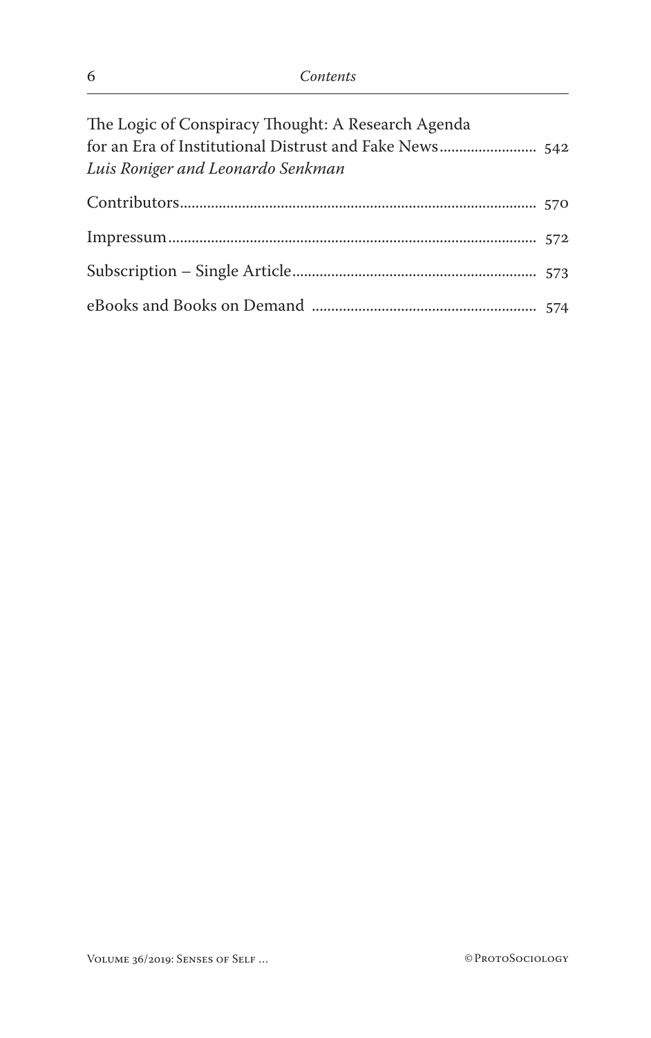The Logic of Conspiracy Thought: A Research Agenda for an Era of Institutional Distrust and Fake News........................ 542
*Luis Roniger and Leonardo Senkman*

Contributors........................................................................................ 570

Impressum........................................................................................... 572

Subscription – Single Article.............................................................. 573

eBooks and Books on Demand ......................................................... 574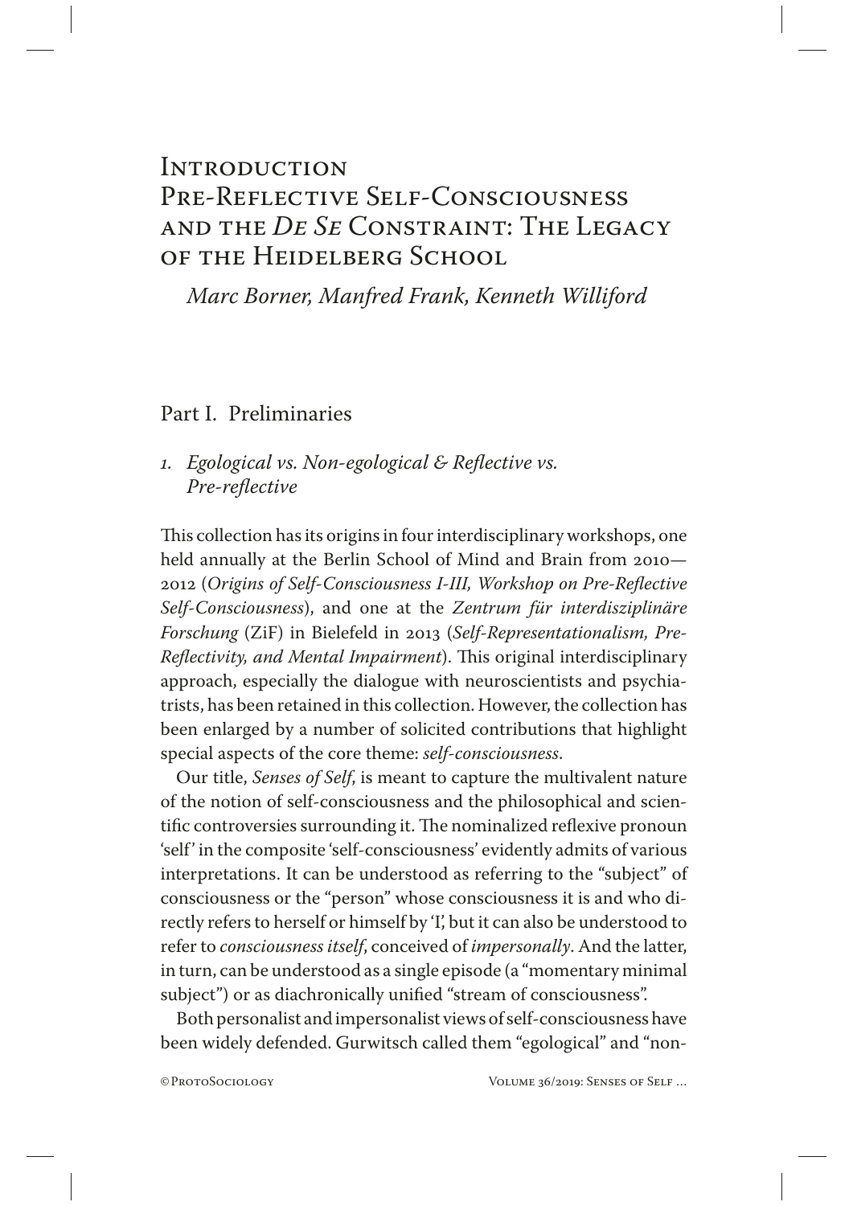# Introduction
# Pre-Reflective Self-Consciousness and the *De Se* Constraint: The Legacy of the Heidelberg School

*Marc Borner, Manfred Frank, Kenneth Williford*

## Part I. Preliminaries

### *1. Egological vs. Non-egological & Reflective vs. Pre-reflective*

This collection has its origins in four interdisciplinary workshops, one held annually at the Berlin School of Mind and Brain from 2010—2012 (*Origins of Self-Consciousness I-III, Workshop on Pre-Reflective Self-Consciousness*), and one at the *Zentrum für interdisziplinäre Forschung* (ZiF) in Bielefeld in 2013 (*Self-Representationalism, Pre-Reflectivity, and Mental Impairment*). This original interdisciplinary approach, especially the dialogue with neuroscientists and psychiatrists, has been retained in this collection. However, the collection has been enlarged by a number of solicited contributions that highlight special aspects of the core theme: *self-consciousness*.

Our title, *Senses of Self*, is meant to capture the multivalent nature of the notion of self-consciousness and the philosophical and scientific controversies surrounding it. The nominalized reflexive pronoun 'self' in the composite 'self-consciousness' evidently admits of various interpretations. It can be understood as referring to the "subject" of consciousness or the "person" whose consciousness it is and who directly refers to herself or himself by 'I', but it can also be understood to refer to *consciousness itself*, conceived of *impersonally*. And the latter, in turn, can be understood as a single episode (a "momentary minimal subject") or as diachronically unified "stream of consciousness".

Both personalist and impersonalist views of self-consciousness have been widely defended. Gurwitsch called them "egological" and "non-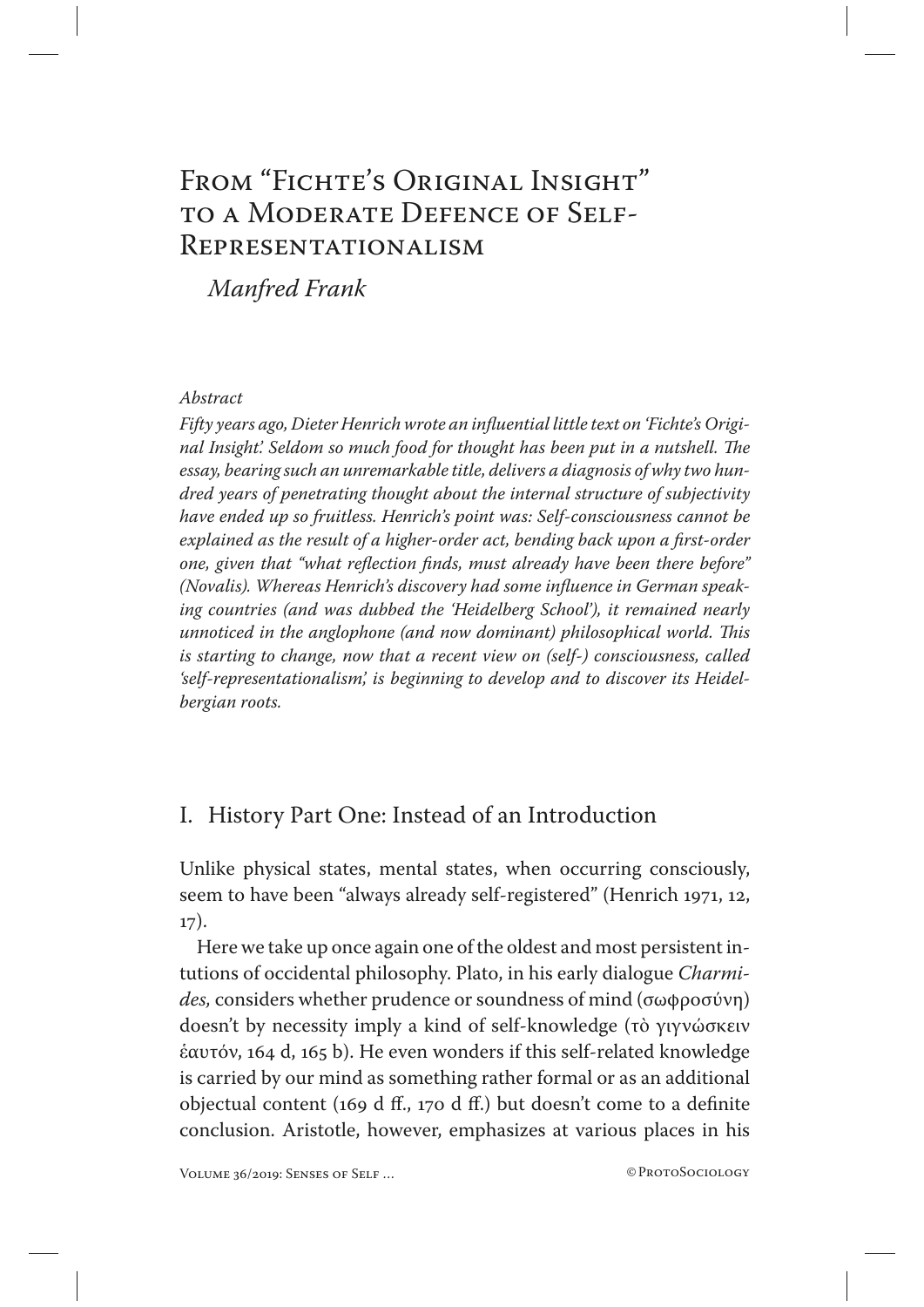# From "Fichte's Original Insight" to a Moderate Defence of Self-Representationalism

*Manfred Frank*

*Abstract*

*Fifty years ago, Dieter Henrich wrote an influential little text on 'Fichte's Original Insight.' Seldom so much food for thought has been put in a nutshell. The essay, bearing such an unremarkable title, delivers a diagnosis of why two hundred years of penetrating thought about the internal structure of subjectivity have ended up so fruitless. Henrich's point was: Self-consciousness cannot be explained as the result of a higher-order act, bending back upon a first-order one, given that "what reflection finds, must already have been there before" (Novalis). Whereas Henrich's discovery had some influence in German speaking countries (and was dubbed the 'Heidelberg School'), it remained nearly unnoticed in the anglophone (and now dominant) philosophical world. This is starting to change, now that a recent view on (self-) consciousness, called 'self-representationalism,' is beginning to develop and to discover its Heidelbergian roots.*

## I. History Part One: Instead of an Introduction

Unlike physical states, mental states, when occurring consciously, seem to have been "always already self-registered" (Henrich 1971, 12, 17).

Here we take up once again one of the oldest and most persistent intuitions of occidental philosophy. Plato, in his early dialogue *Charmides,* considers whether prudence or soundness of mind (σωφροσύνη) doesn't by necessity imply a kind of self-knowledge (τὸ γιγνώσκειν ἑαυτόν, 164 d, 165 b). He even wonders if this self-related knowledge is carried by our mind as something rather formal or as an additional objectual content (169 d ff., 170 d ff.) but doesn't come to a definite conclusion. Aristotle, however, emphasizes at various places in his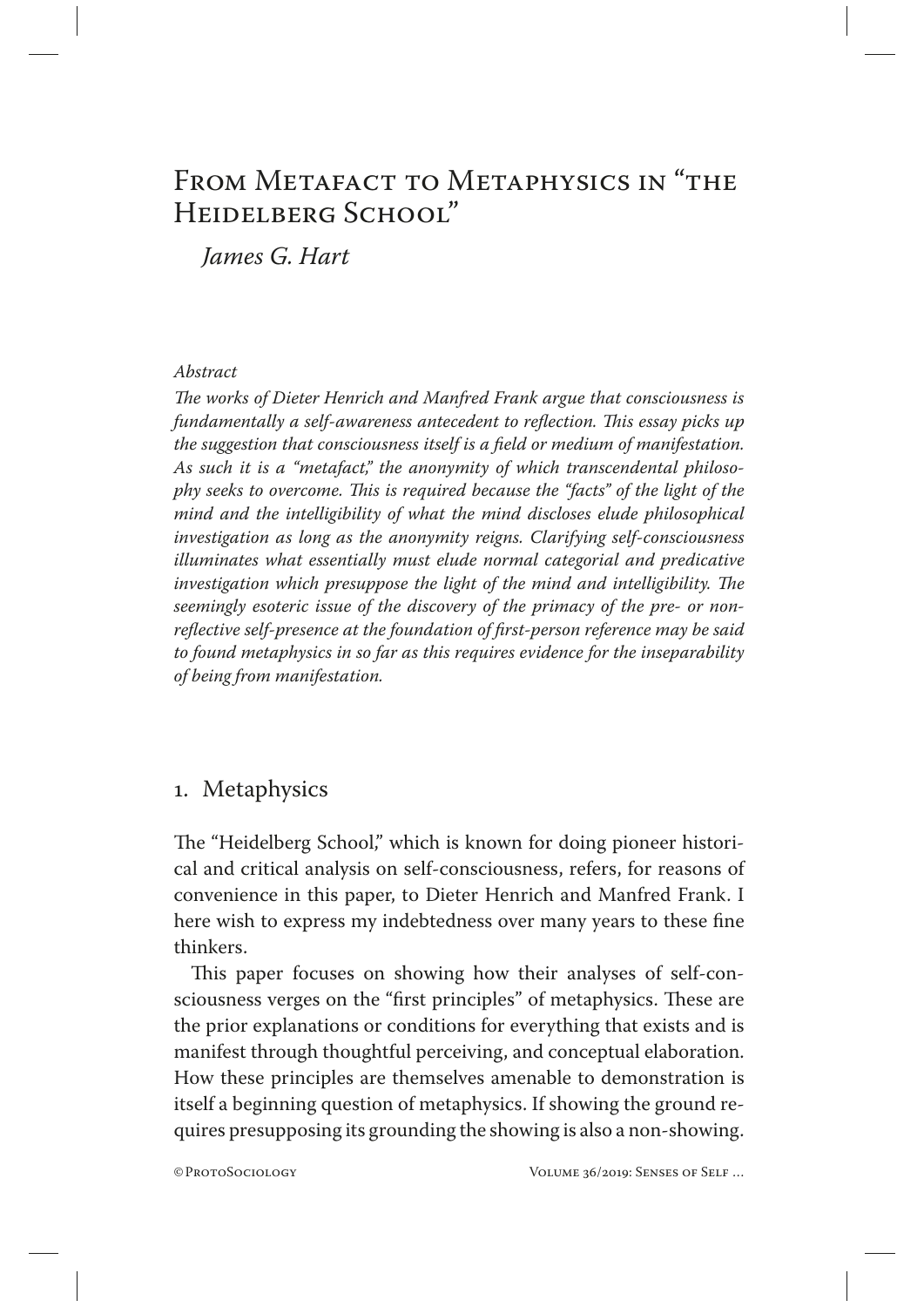# From Metafact to Metaphysics in "the Heidelberg School"

*James G. Hart*

*Abstract*

*The works of Dieter Henrich and Manfred Frank argue that consciousness is fundamentally a self-awareness antecedent to reflection. This essay picks up the suggestion that consciousness itself is a field or medium of manifestation. As such it is a "metafact," the anonymity of which transcendental philosophy seeks to overcome. This is required because the "facts" of the light of the mind and the intelligibility of what the mind discloses elude philosophical investigation as long as the anonymity reigns. Clarifying self-consciousness illuminates what essentially must elude normal categorial and predicative investigation which presuppose the light of the mind and intelligibility. The seemingly esoteric issue of the discovery of the primacy of the pre- or non-reflective self-presence at the foundation of first-person reference may be said to found metaphysics in so far as this requires evidence for the inseparability of being from manifestation.*

## 1. Metaphysics

The "Heidelberg School," which is known for doing pioneer historical and critical analysis on self-consciousness, refers, for reasons of convenience in this paper, to Dieter Henrich and Manfred Frank. I here wish to express my indebtedness over many years to these fine thinkers.

This paper focuses on showing how their analyses of self-consciousness verges on the "first principles" of metaphysics. These are the prior explanations or conditions for everything that exists and is manifest through thoughtful perceiving, and conceptual elaboration. How these principles are themselves amenable to demonstration is itself a beginning question of metaphysics. If showing the ground requires presupposing its grounding the showing is also a non-showing.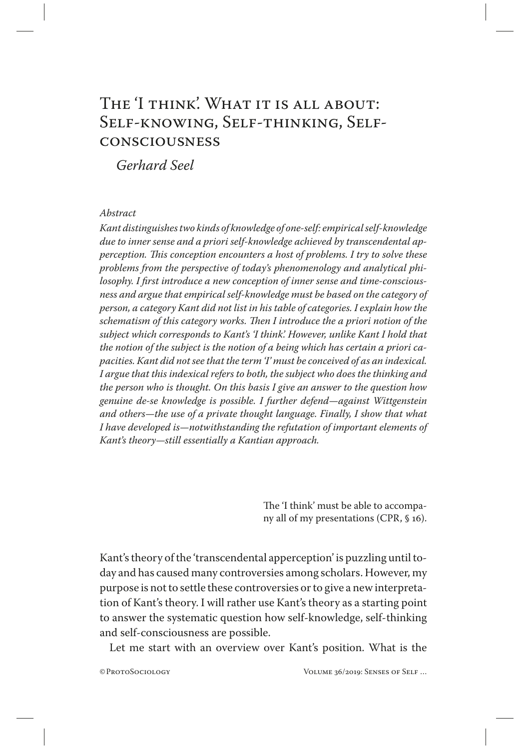# The 'I think'. What it is all about: Self-knowing, Self-thinking, Self-consciousness

*Gerhard Seel*

*Abstract*

*Kant distinguishes two kinds of knowledge of one-self: empirical self-knowledge due to inner sense and a priori self-knowledge achieved by transcendental apperception. This conception encounters a host of problems. I try to solve these problems from the perspective of today's phenomenology and analytical philosophy. I first introduce a new conception of inner sense and time-consciousness and argue that empirical self-knowledge must be based on the category of person, a category Kant did not list in his table of categories. I explain how the schematism of this category works. Then I introduce the a priori notion of the subject which corresponds to Kant's 'I think'. However, unlike Kant I hold that the notion of the subject is the notion of a being which has certain a priori capacities. Kant did not see that the term 'I' must be conceived of as an indexical. I argue that this indexical refers to both, the subject who does the thinking and the person who is thought. On this basis I give an answer to the question how genuine de-se knowledge is possible. I further defend—against Wittgenstein and others—the use of a private thought language. Finally, I show that what I have developed is—notwithstanding the refutation of important elements of Kant's theory—still essentially a Kantian approach.*

> The 'I think' must be able to accompany all of my presentations (CPR, § 16).

Kant's theory of the 'transcendental apperception' is puzzling until today and has caused many controversies among scholars. However, my purpose is not to settle these controversies or to give a new interpretation of Kant's theory. I will rather use Kant's theory as a starting point to answer the systematic question how self-knowledge, self-thinking and self-consciousness are possible.

Let me start with an overview over Kant's position. What is the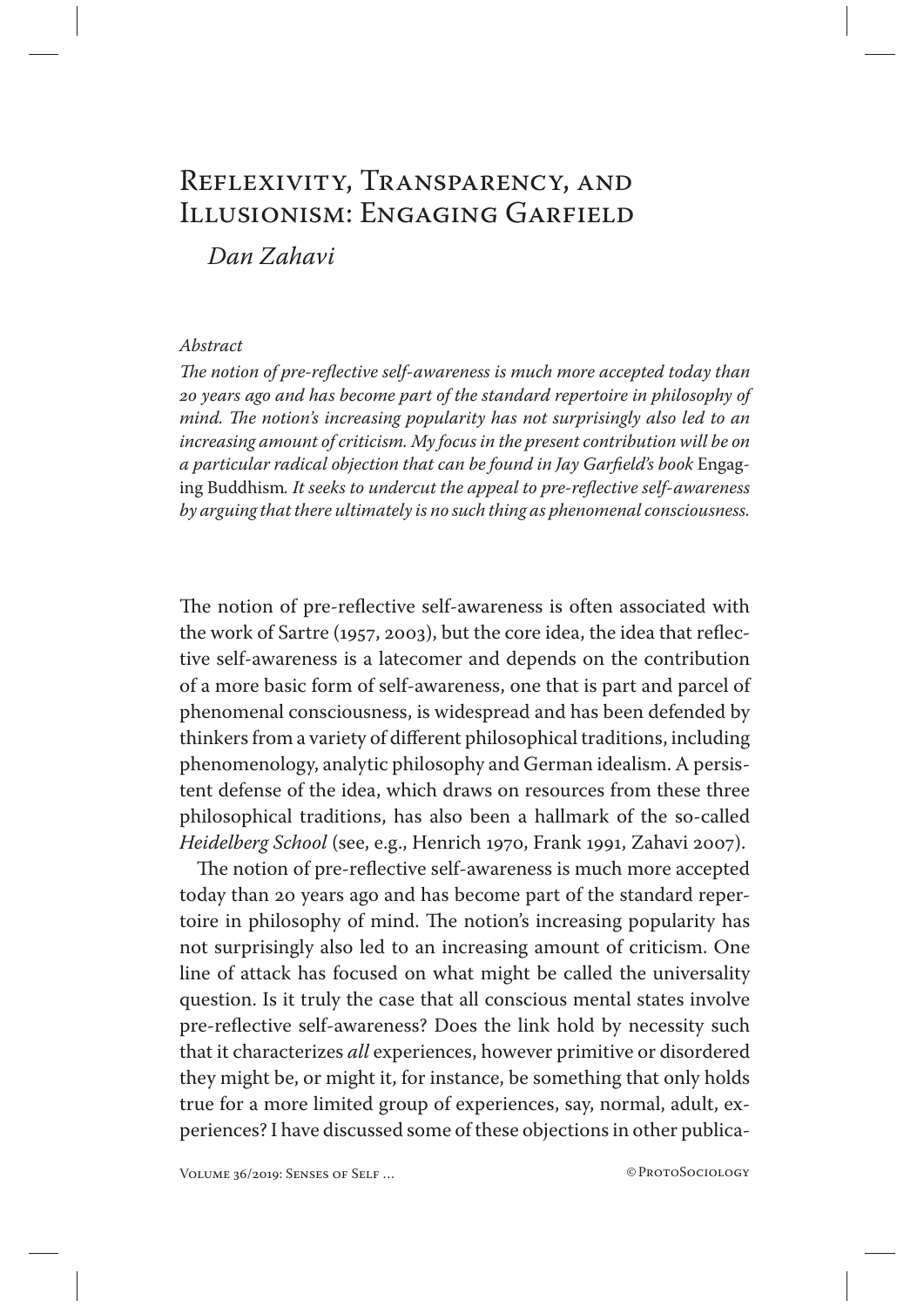# Reflexivity, Transparency, and Illusionism: Engaging Garfield

*Dan Zahavi*

*Abstract*

*The notion of pre-reflective self-awareness is much more accepted today than 20 years ago and has become part of the standard repertoire in philosophy of mind. The notion's increasing popularity has not surprisingly also led to an increasing amount of criticism. My focus in the present contribution will be on a particular radical objection that can be found in Jay Garfield's book* Engaging Buddhism*. It seeks to undercut the appeal to pre-reflective self-awareness by arguing that there ultimately is no such thing as phenomenal consciousness.*

The notion of pre-reflective self-awareness is often associated with the work of Sartre (1957, 2003), but the core idea, the idea that reflective self-awareness is a latecomer and depends on the contribution of a more basic form of self-awareness, one that is part and parcel of phenomenal consciousness, is widespread and has been defended by thinkers from a variety of different philosophical traditions, including phenomenology, analytic philosophy and German idealism. A persistent defense of the idea, which draws on resources from these three philosophical traditions, has also been a hallmark of the so-called *Heidelberg School* (see, e.g., Henrich 1970, Frank 1991, Zahavi 2007).

The notion of pre-reflective self-awareness is much more accepted today than 20 years ago and has become part of the standard repertoire in philosophy of mind. The notion's increasing popularity has not surprisingly also led to an increasing amount of criticism. One line of attack has focused on what might be called the universality question. Is it truly the case that all conscious mental states involve pre-reflective self-awareness? Does the link hold by necessity such that it characterizes *all* experiences, however primitive or disordered they might be, or might it, for instance, be something that only holds true for a more limited group of experiences, say, normal, adult, experiences? I have discussed some of these objections in other publica-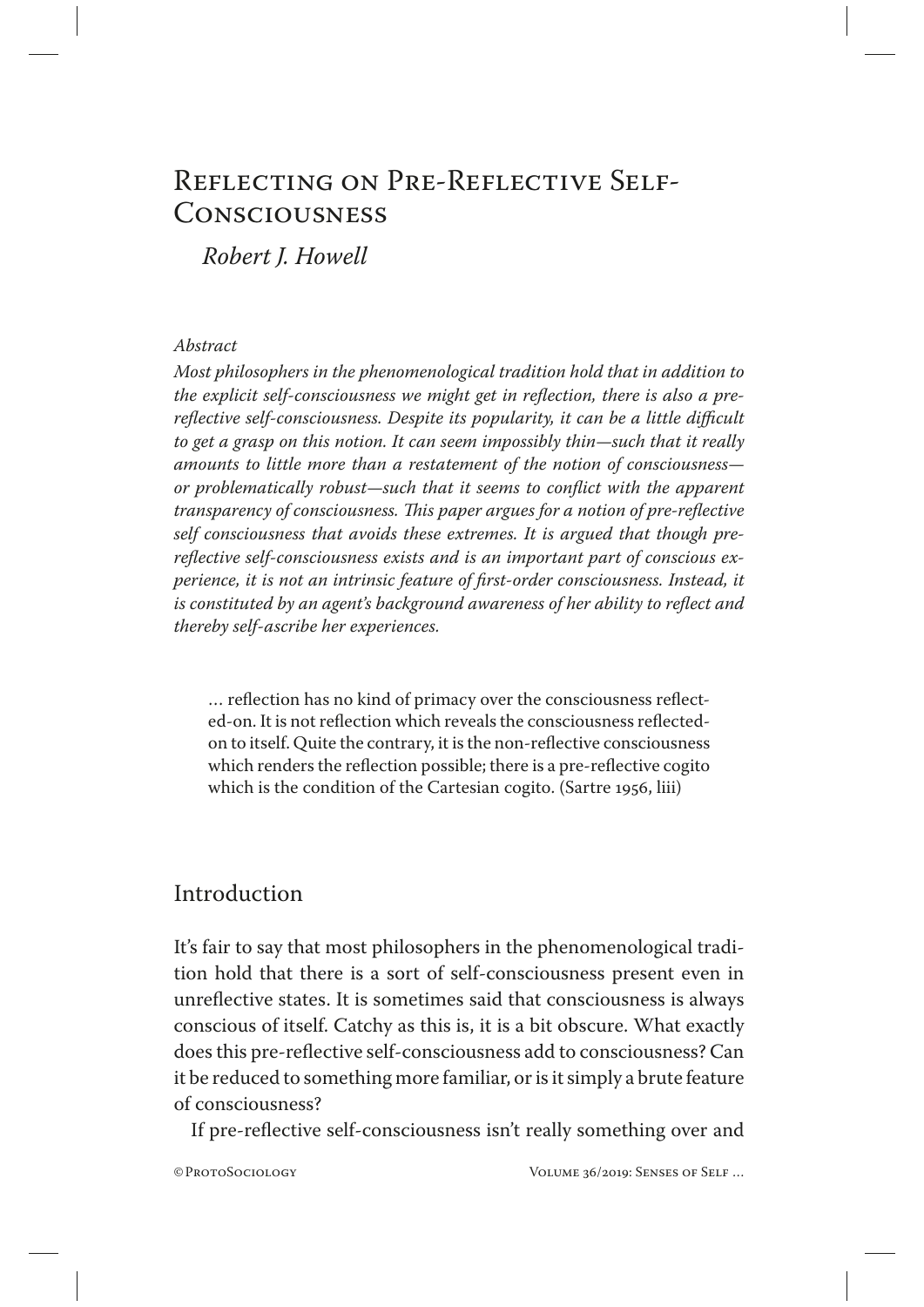# Reflecting on Pre-Reflective Self-Consciousness

*Robert J. Howell*

*Abstract*

*Most philosophers in the phenomenological tradition hold that in addition to the explicit self-consciousness we might get in reflection, there is also a pre-reflective self-consciousness. Despite its popularity, it can be a little difficult to get a grasp on this notion. It can seem impossibly thin—such that it really amounts to little more than a restatement of the notion of consciousness—or problematically robust—such that it seems to conflict with the apparent transparency of consciousness. This paper argues for a notion of pre-reflective self consciousness that avoids these extremes. It is argued that though pre-reflective self-consciousness exists and is an important part of conscious experience, it is not an intrinsic feature of first-order consciousness. Instead, it is constituted by an agent's background awareness of her ability to reflect and thereby self-ascribe her experiences.*

> … reflection has no kind of primacy over the consciousness reflected-on. It is not reflection which reveals the consciousness reflected-on to itself. Quite the contrary, it is the non-reflective consciousness which renders the reflection possible; there is a pre-reflective cogito which is the condition of the Cartesian cogito. (Sartre 1956, liii)

## Introduction

It's fair to say that most philosophers in the phenomenological tradition hold that there is a sort of self-consciousness present even in unreflective states. It is sometimes said that consciousness is always conscious of itself. Catchy as this is, it is a bit obscure. What exactly does this pre-reflective self-consciousness add to consciousness? Can it be reduced to something more familiar, or is it simply a brute feature of consciousness?

If pre-reflective self-consciousness isn't really something over and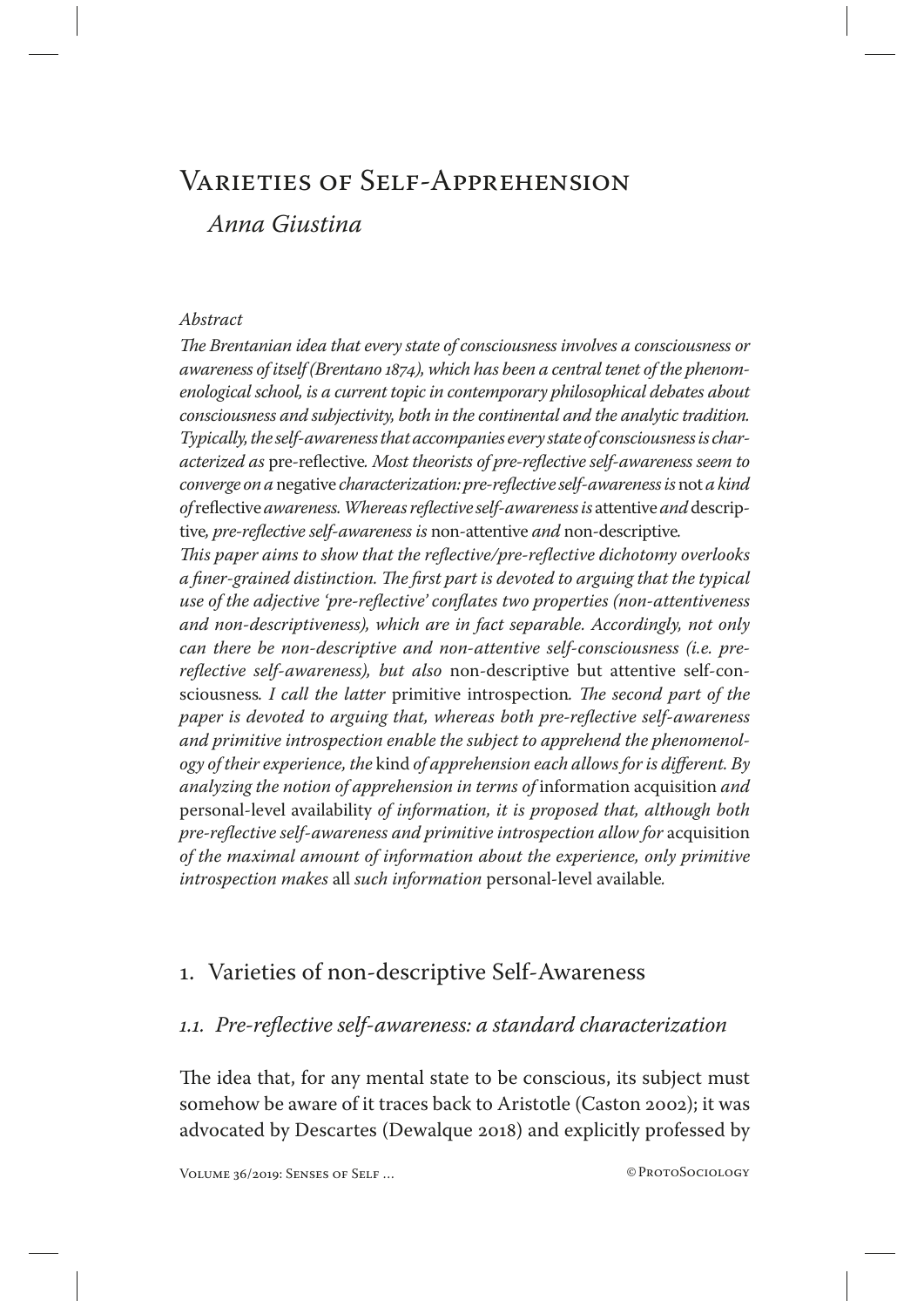# Varieties of Self-Apprehension

*Anna Giustina*

*Abstract*

*The Brentanian idea that every state of consciousness involves a consciousness or awareness of itself (Brentano 1874), which has been a central tenet of the phenomenological school, is a current topic in contemporary philosophical debates about consciousness and subjectivity, both in the continental and the analytic tradition. Typically, the self-awareness that accompanies every state of consciousness is characterized as* pre-reflective*. Most theorists of pre-reflective self-awareness seem to converge on a* negative *characterization: pre-reflective self-awareness is* not *a kind of* reflective *awareness. Whereas reflective self-awareness is* attentive *and* descriptive*, pre-reflective self-awareness is* non-attentive *and* non-descriptive*.*

*This paper aims to show that the reflective/pre-reflective dichotomy overlooks a finer-grained distinction. The first part is devoted to arguing that the typical use of the adjective 'pre-reflective' conflates two properties (non-attentiveness and non-descriptiveness), which are in fact separable. Accordingly, not only can there be non-descriptive and non-attentive self-consciousness (i.e. pre-reflective self-awareness), but also* non-descriptive but attentive self-consciousness*. I call the latter* primitive introspection*. The second part of the paper is devoted to arguing that, whereas both pre-reflective self-awareness and primitive introspection enable the subject to apprehend the phenomenology of their experience, the* kind *of apprehension each allows for is different. By analyzing the notion of apprehension in terms of* information acquisition *and* personal-level availability *of information, it is proposed that, although both pre-reflective self-awareness and primitive introspection allow for* acquisition *of the maximal amount of information about the experience, only primitive introspection makes* all *such information* personal-level available*.*

## 1. Varieties of non-descriptive Self-Awareness

### *1.1. Pre-reflective self-awareness: a standard characterization*

The idea that, for any mental state to be conscious, its subject must somehow be aware of it traces back to Aristotle (Caston 2002); it was advocated by Descartes (Dewalque 2018) and explicitly professed by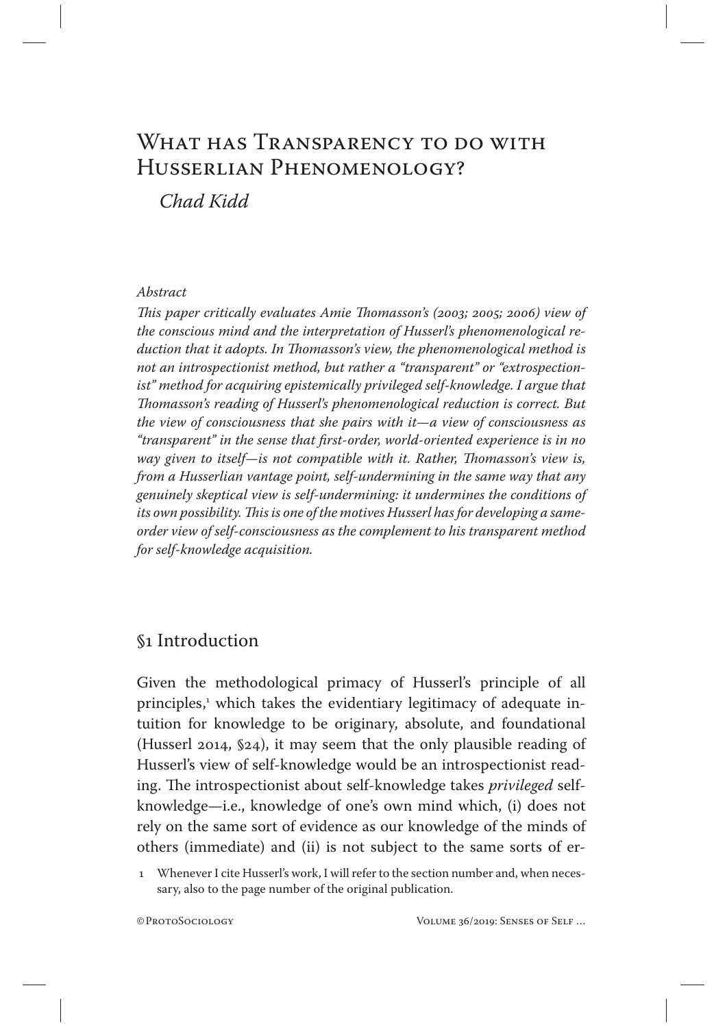# What has Transparency to do with Husserlian Phenomenology?

*Chad Kidd*

*Abstract*

*This paper critically evaluates Amie Thomasson's (2003; 2005; 2006) view of the conscious mind and the interpretation of Husserl's phenomenological reduction that it adopts. In Thomasson's view, the phenomenological method is not an introspectionist method, but rather a "transparent" or "extrospectionist" method for acquiring epistemically privileged self-knowledge. I argue that Thomasson's reading of Husserl's phenomenological reduction is correct. But the view of consciousness that she pairs with it—a view of consciousness as "transparent" in the sense that first-order, world-oriented experience is in no way given to itself—is not compatible with it. Rather, Thomasson's view is, from a Husserlian vantage point, self-undermining in the same way that any genuinely skeptical view is self-undermining: it undermines the conditions of its own possibility. This is one of the motives Husserl has for developing a same-order view of self-consciousness as the complement to his transparent method for self-knowledge acquisition.*

## §1 Introduction

Given the methodological primacy of Husserl's principle of all principles,[1] which takes the evidentiary legitimacy of adequate intuition for knowledge to be originary, absolute, and foundational (Husserl 2014, §24), it may seem that the only plausible reading of Husserl's view of self-knowledge would be an introspectionist reading. The introspectionist about self-knowledge takes *privileged* self-knowledge—i.e., knowledge of one's own mind which, (i) does not rely on the same sort of evidence as our knowledge of the minds of others (immediate) and (ii) is not subject to the same sorts of er-

1 Whenever I cite Husserl's work, I will refer to the section number and, when necessary, also to the page number of the original publication.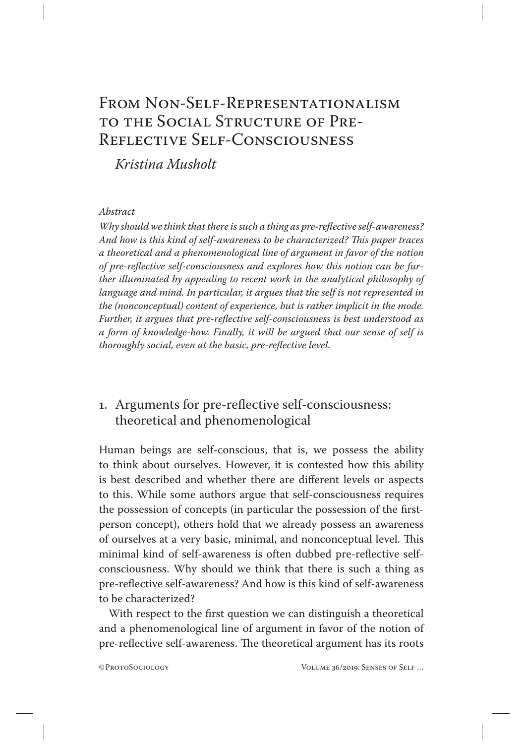# From Non-Self-Representationalism to the Social Structure of Pre-Reflective Self-Consciousness

*Kristina Musholt*

*Abstract*

*Why should we think that there is such a thing as pre-reflective self-awareness? And how is this kind of self-awareness to be characterized? This paper traces a theoretical and a phenomenological line of argument in favor of the notion of pre-reflective self-consciousness and explores how this notion can be further illuminated by appealing to recent work in the analytical philosophy of language and mind. In particular, it argues that the self is not represented in the (nonconceptual) content of experience, but is rather implicit in the mode. Further, it argues that pre-reflective self-consciousness is best understood as a form of knowledge-how. Finally, it will be argued that our sense of self is thoroughly social, even at the basic, pre-reflective level.*

## 1. Arguments for pre-reflective self-consciousness: theoretical and phenomenological

Human beings are self-conscious, that is, we possess the ability to think about ourselves. However, it is contested how this ability is best described and whether there are different levels or aspects to this. While some authors argue that self-consciousness requires the possession of concepts (in particular the possession of the first-person concept), others hold that we already possess an awareness of ourselves at a very basic, minimal, and nonconceptual level. This minimal kind of self-awareness is often dubbed pre-reflective self-consciousness. Why should we think that there is such a thing as pre-reflective self-awareness? And how is this kind of self-awareness to be characterized?

With respect to the first question we can distinguish a theoretical and a phenomenological line of argument in favor of the notion of pre-reflective self-awareness. The theoretical argument has its roots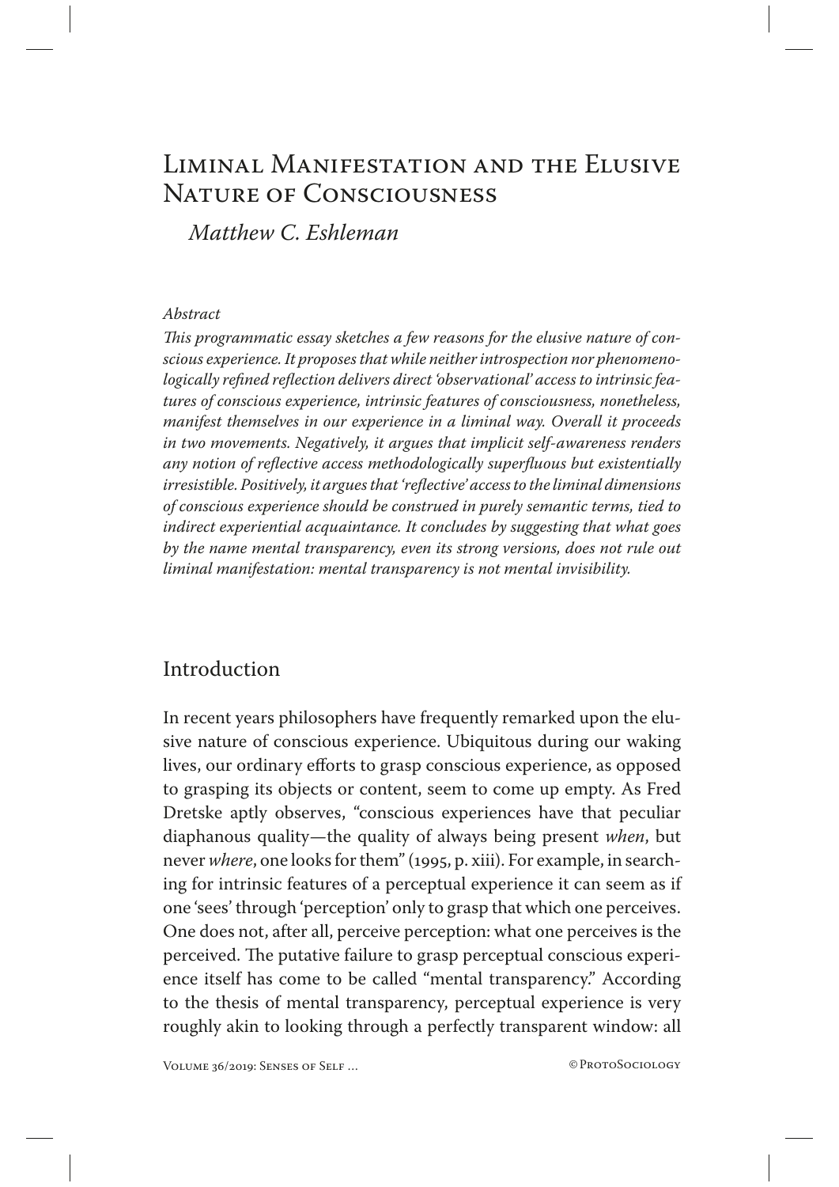# Liminal Manifestation and the Elusive Nature of Consciousness

*Matthew C. Eshleman*

*Abstract*

*This programmatic essay sketches a few reasons for the elusive nature of conscious experience. It proposes that while neither introspection nor phenomenologically refined reflection delivers direct 'observational' access to intrinsic features of conscious experience, intrinsic features of consciousness, nonetheless, manifest themselves in our experience in a liminal way. Overall it proceeds in two movements. Negatively, it argues that implicit self-awareness renders any notion of reflective access methodologically superfluous but existentially irresistible. Positively, it argues that 'reflective' access to the liminal dimensions of conscious experience should be construed in purely semantic terms, tied to indirect experiential acquaintance. It concludes by suggesting that what goes by the name mental transparency, even its strong versions, does not rule out liminal manifestation: mental transparency is not mental invisibility.*

## Introduction

In recent years philosophers have frequently remarked upon the elusive nature of conscious experience. Ubiquitous during our waking lives, our ordinary efforts to grasp conscious experience, as opposed to grasping its objects or content, seem to come up empty. As Fred Dretske aptly observes, "conscious experiences have that peculiar diaphanous quality—the quality of always being present *when*, but never *where*, one looks for them" (1995, p. xiii). For example, in searching for intrinsic features of a perceptual experience it can seem as if one 'sees' through 'perception' only to grasp that which one perceives. One does not, after all, perceive perception: what one perceives is the perceived. The putative failure to grasp perceptual conscious experience itself has come to be called "mental transparency." According to the thesis of mental transparency, perceptual experience is very roughly akin to looking through a perfectly transparent window: all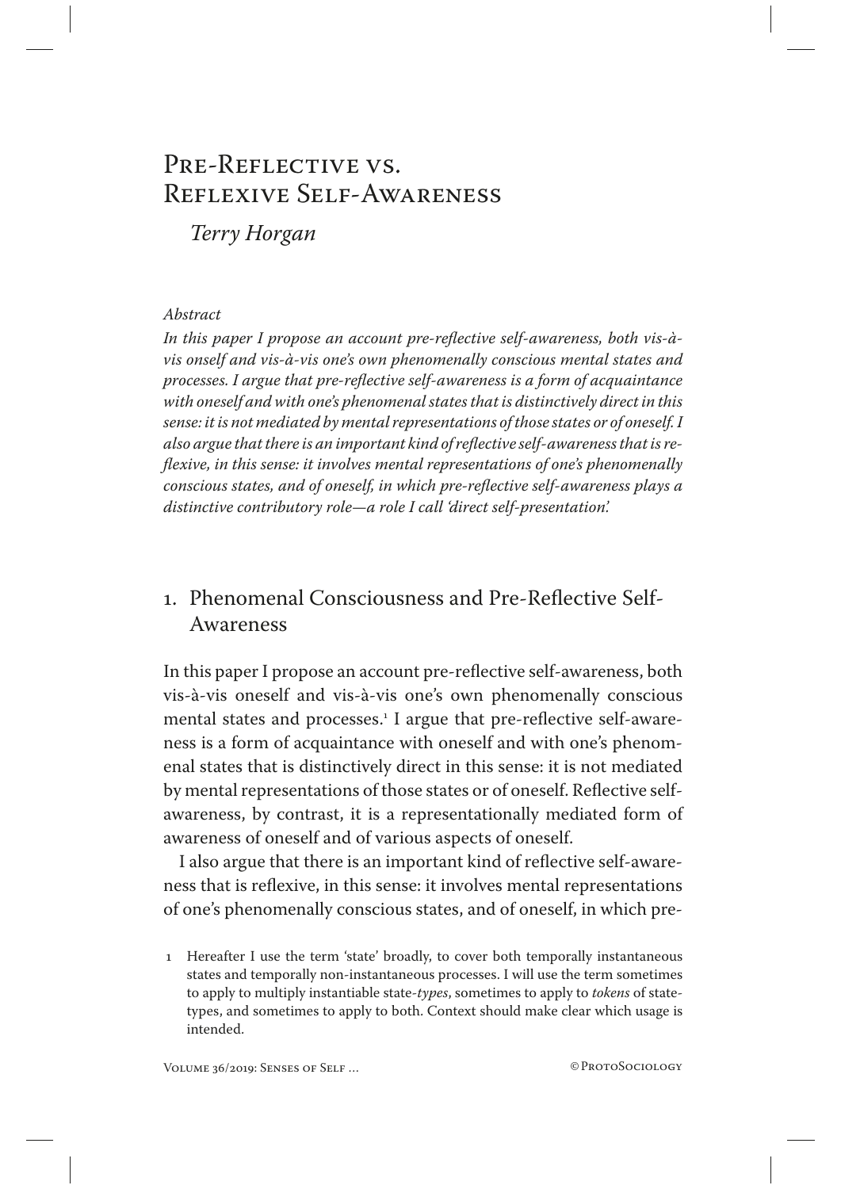# Pre-Reflective vs. Reflexive Self-Awareness

*Terry Horgan*

*Abstract*

*In this paper I propose an account pre-reflective self-awareness, both vis-à-vis onself and vis-à-vis one's own phenomenally conscious mental states and processes. I argue that pre-reflective self-awareness is a form of acquaintance with oneself and with one's phenomenal states that is distinctively direct in this sense: it is not mediated by mental representations of those states or of oneself. I also argue that there is an important kind of reflective self-awareness that is reflexive, in this sense: it involves mental representations of one's phenomenally conscious states, and of oneself, in which pre-reflective self-awareness plays a distinctive contributory role—a role I call 'direct self-presentation.'*

## 1. Phenomenal Consciousness and Pre-Reflective Self-Awareness

In this paper I propose an account pre-reflective self-awareness, both vis-à-vis oneself and vis-à-vis one's own phenomenally conscious mental states and processes.[1] I argue that pre-reflective self-awareness is a form of acquaintance with oneself and with one's phenomenal states that is distinctively direct in this sense: it is not mediated by mental representations of those states or of oneself. Reflective self-awareness, by contrast, it is a representationally mediated form of awareness of oneself and of various aspects of oneself.

I also argue that there is an important kind of reflective self-awareness that is reflexive, in this sense: it involves mental representations of one's phenomenally conscious states, and of oneself, in which pre-

1 Hereafter I use the term 'state' broadly, to cover both temporally instantaneous states and temporally non-instantaneous processes. I will use the term sometimes to apply to multiply instantiable state-*types*, sometimes to apply to *tokens* of state-types, and sometimes to apply to both. Context should make clear which usage is intended.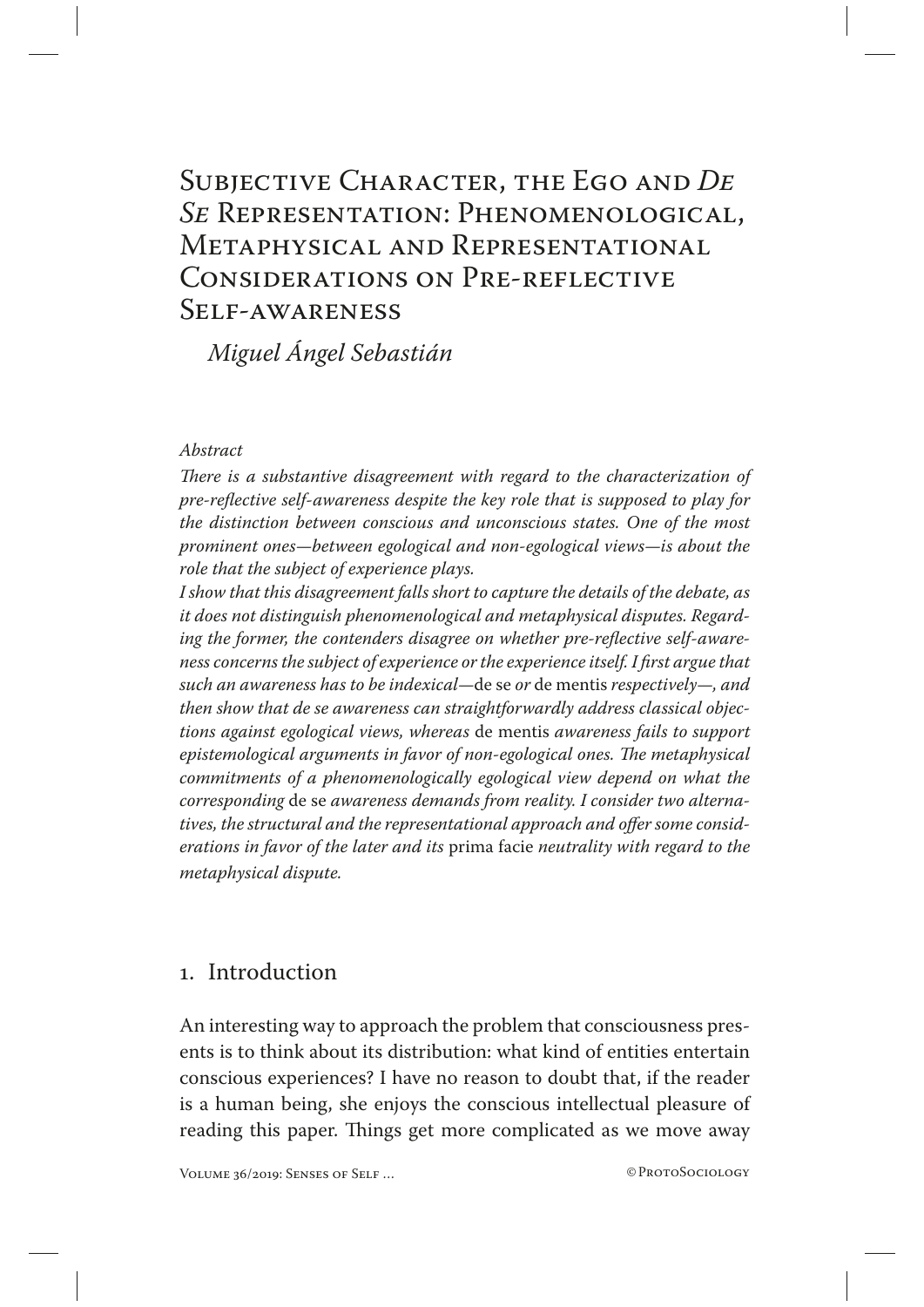# Subjective Character, the Ego and *De Se* Representation: Phenomenological, Metaphysical and Representational Considerations on Pre-reflective Self-awareness

*Miguel Ángel Sebastián*

*Abstract*

*There is a substantive disagreement with regard to the characterization of pre-reflective self-awareness despite the key role that is supposed to play for the distinction between conscious and unconscious states. One of the most prominent ones—between egological and non-egological views—is about the role that the subject of experience plays.*

*I show that this disagreement falls short to capture the details of the debate, as it does not distinguish phenomenological and metaphysical disputes. Regarding the former, the contenders disagree on whether pre-reflective self-awareness concerns the subject of experience or the experience itself. I first argue that such an awareness has to be indexical—*de se *or* de mentis *respectively—, and then show that de se awareness can straightforwardly address classical objections against egological views, whereas* de mentis *awareness fails to support epistemological arguments in favor of non-egological ones. The metaphysical commitments of a phenomenologically egological view depend on what the corresponding* de se *awareness demands from reality. I consider two alternatives, the structural and the representational approach and offer some considerations in favor of the later and its* prima facie *neutrality with regard to the metaphysical dispute.*

## 1. Introduction

An interesting way to approach the problem that consciousness presents is to think about its distribution: what kind of entities entertain conscious experiences? I have no reason to doubt that, if the reader is a human being, she enjoys the conscious intellectual pleasure of reading this paper. Things get more complicated as we move away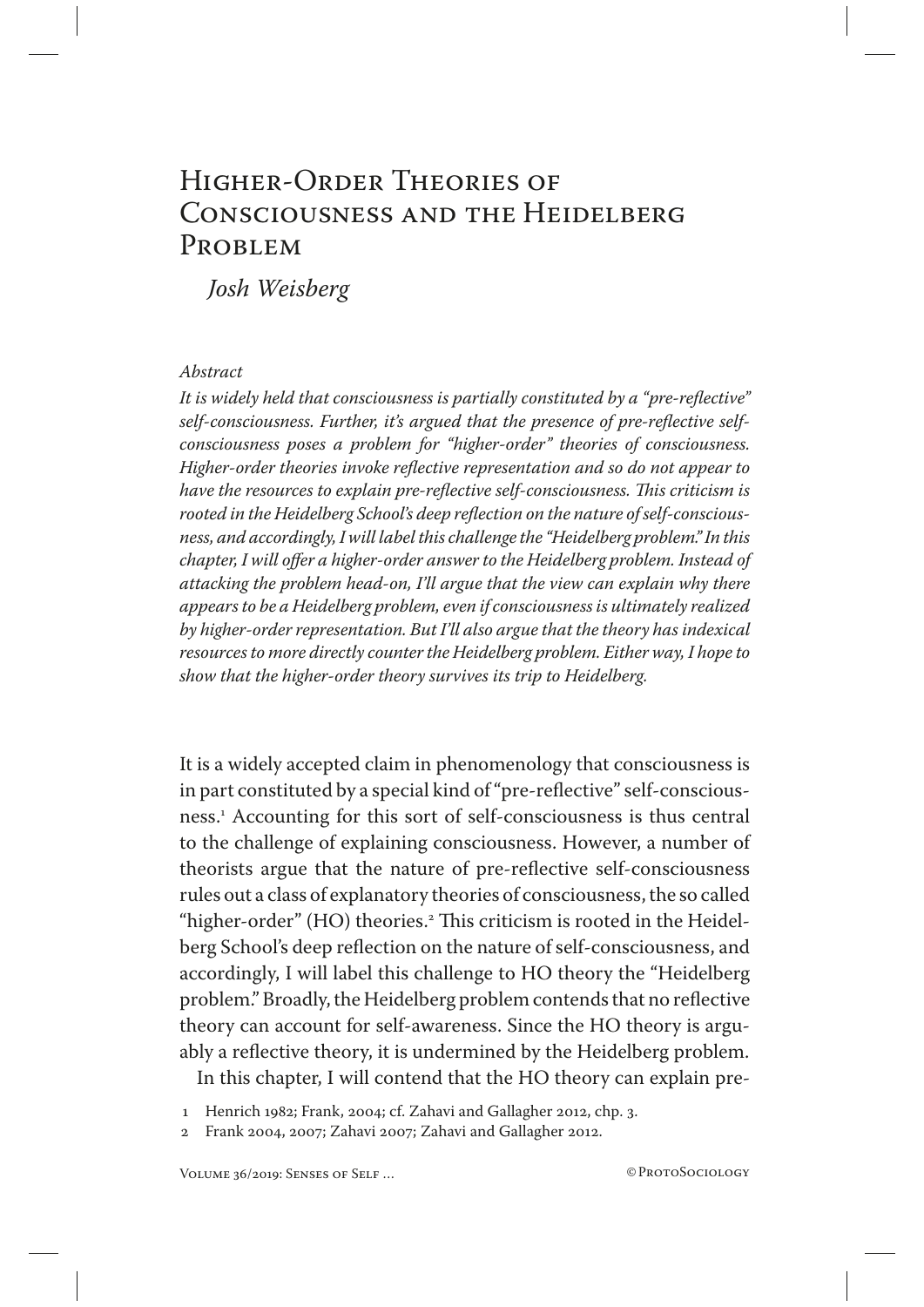# Higher-Order Theories of Consciousness and the Heidelberg Problem

*Josh Weisberg*

*Abstract*

*It is widely held that consciousness is partially constituted by a "pre-reflective" self-consciousness. Further, it's argued that the presence of pre-reflective self-consciousness poses a problem for "higher-order" theories of consciousness. Higher-order theories invoke reflective representation and so do not appear to have the resources to explain pre-reflective self-consciousness. This criticism is rooted in the Heidelberg School's deep reflection on the nature of self-consciousness, and accordingly, I will label this challenge the "Heidelberg problem." In this chapter, I will offer a higher-order answer to the Heidelberg problem. Instead of attacking the problem head-on, I'll argue that the view can explain why there appears to be a Heidelberg problem, even if consciousness is ultimately realized by higher-order representation. But I'll also argue that the theory has indexical resources to more directly counter the Heidelberg problem. Either way, I hope to show that the higher-order theory survives its trip to Heidelberg.*

It is a widely accepted claim in phenomenology that consciousness is in part constituted by a special kind of "pre-reflective" self-consciousness.[1] Accounting for this sort of self-consciousness is thus central to the challenge of explaining consciousness. However, a number of theorists argue that the nature of pre-reflective self-consciousness rules out a class of explanatory theories of consciousness, the so called "higher-order" (HO) theories.[2] This criticism is rooted in the Heidelberg School's deep reflection on the nature of self-consciousness, and accordingly, I will label this challenge to HO theory the "Heidelberg problem." Broadly, the Heidelberg problem contends that no reflective theory can account for self-awareness. Since the HO theory is arguably a reflective theory, it is undermined by the Heidelberg problem.

In this chapter, I will contend that the HO theory can explain pre-

1 Henrich 1982; Frank, 2004; cf. Zahavi and Gallagher 2012, chp. 3.

2 Frank 2004, 2007; Zahavi 2007; Zahavi and Gallagher 2012.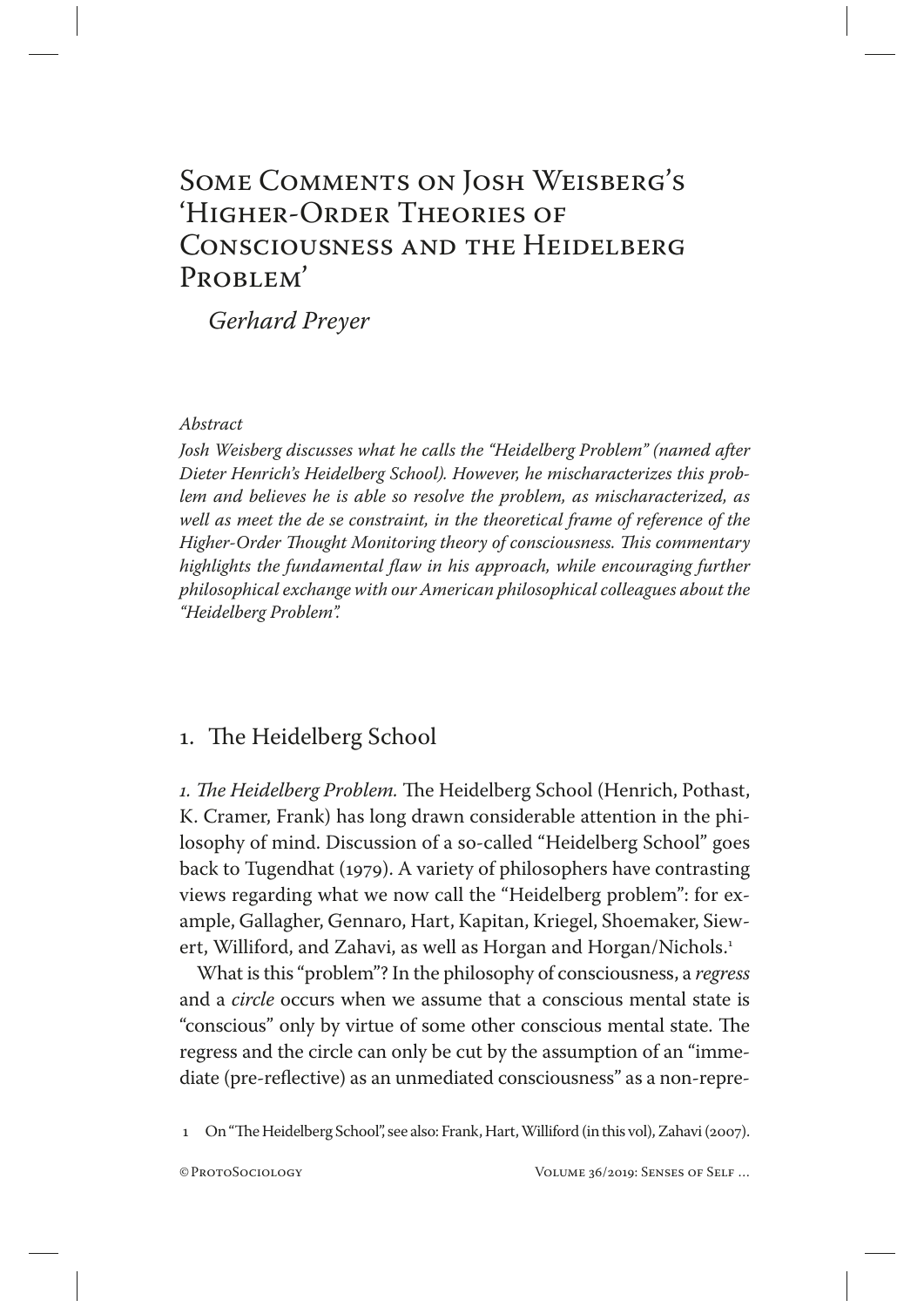# Some Comments on Josh Weisberg's 'Higher-Order Theories of Consciousness and the Heidelberg Problem'

*Gerhard Preyer*

*Abstract*

*Josh Weisberg discusses what he calls the "Heidelberg Problem" (named after Dieter Henrich's Heidelberg School). However, he mischaracterizes this problem and believes he is able so resolve the problem, as mischaracterized, as well as meet the de se constraint, in the theoretical frame of reference of the Higher-Order Thought Monitoring theory of consciousness. This commentary highlights the fundamental flaw in his approach, while encouraging further philosophical exchange with our American philosophical colleagues about the "Heidelberg Problem".*

## 1. The Heidelberg School

*1. The Heidelberg Problem.* The Heidelberg School (Henrich, Pothast, K. Cramer, Frank) has long drawn considerable attention in the philosophy of mind. Discussion of a so-called "Heidelberg School" goes back to Tugendhat (1979). A variety of philosophers have contrasting views regarding what we now call the "Heidelberg problem": for example, Gallagher, Gennaro, Hart, Kapitan, Kriegel, Shoemaker, Siewert, Williford, and Zahavi, as well as Horgan and Horgan/Nichols.[1]

What is this "problem"? In the philosophy of consciousness, a *regress* and a *circle* occurs when we assume that a conscious mental state is "conscious" only by virtue of some other conscious mental state. The regress and the circle can only be cut by the assumption of an "immediate (pre-reflective) as an unmediated consciousness" as a non-repre-

[1] On "The Heidelberg School", see also: Frank, Hart, Williford (in this vol), Zahavi (2007).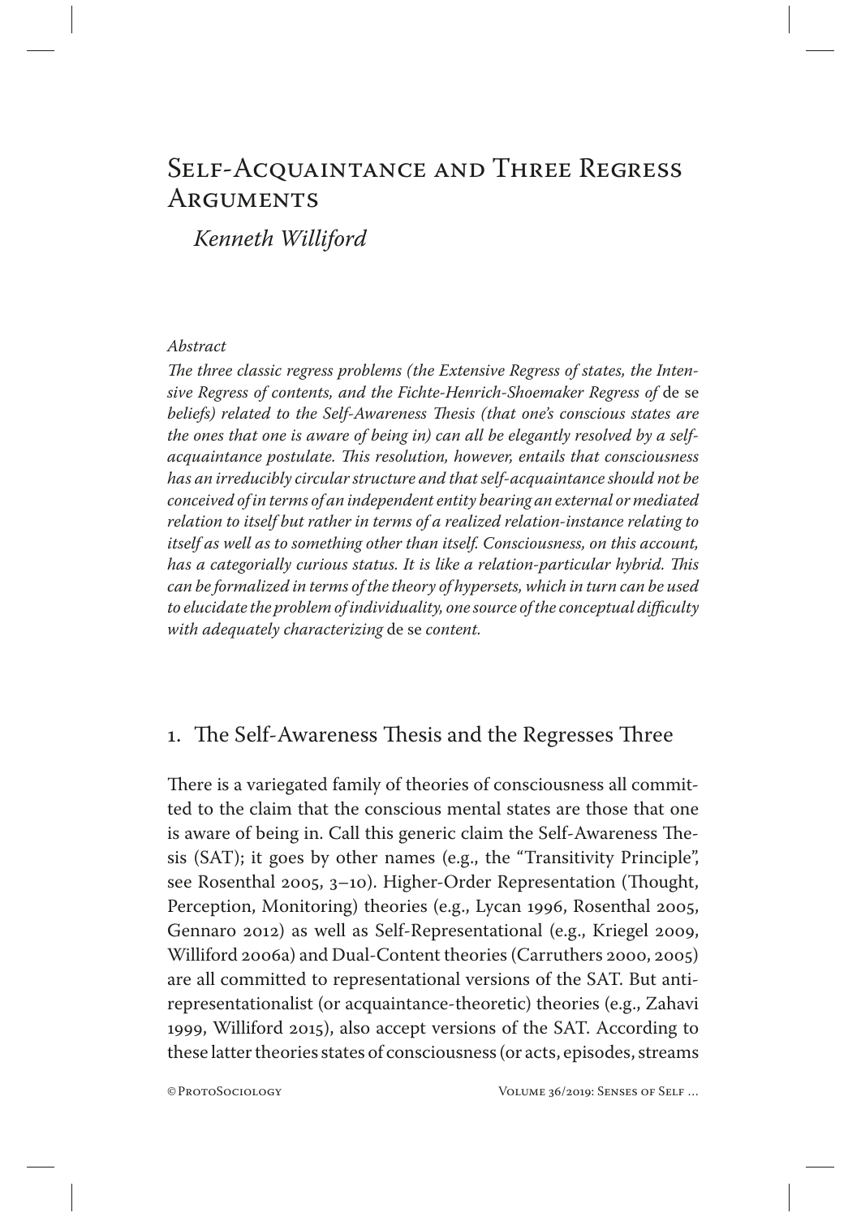# Self-Acquaintance and Three Regress Arguments

*Kenneth Williford*

*Abstract*

*The three classic regress problems (the Extensive Regress of states, the Intensive Regress of contents, and the Fichte-Henrich-Shoemaker Regress of* de se *beliefs) related to the Self-Awareness Thesis (that one's conscious states are the ones that one is aware of being in) can all be elegantly resolved by a self-acquaintance postulate. This resolution, however, entails that consciousness has an irreducibly circular structure and that self-acquaintance should not be conceived of in terms of an independent entity bearing an external or mediated relation to itself but rather in terms of a realized relation-instance relating to itself as well as to something other than itself. Consciousness, on this account, has a categorially curious status. It is like a relation-particular hybrid. This can be formalized in terms of the theory of hypersets, which in turn can be used to elucidate the problem of individuality, one source of the conceptual difficulty with adequately characterizing* de se *content.*

## 1. The Self-Awareness Thesis and the Regresses Three

There is a variegated family of theories of consciousness all committed to the claim that the conscious mental states are those that one is aware of being in. Call this generic claim the Self-Awareness Thesis (SAT); it goes by other names (e.g., the "Transitivity Principle", see Rosenthal 2005, 3–10). Higher-Order Representation (Thought, Perception, Monitoring) theories (e.g., Lycan 1996, Rosenthal 2005, Gennaro 2012) as well as Self-Representational (e.g., Kriegel 2009, Williford 2006a) and Dual-Content theories (Carruthers 2000, 2005) are all committed to representational versions of the SAT. But anti-representationalist (or acquaintance-theoretic) theories (e.g., Zahavi 1999, Williford 2015), also accept versions of the SAT. According to these latter theories states of consciousness (or acts, episodes, streams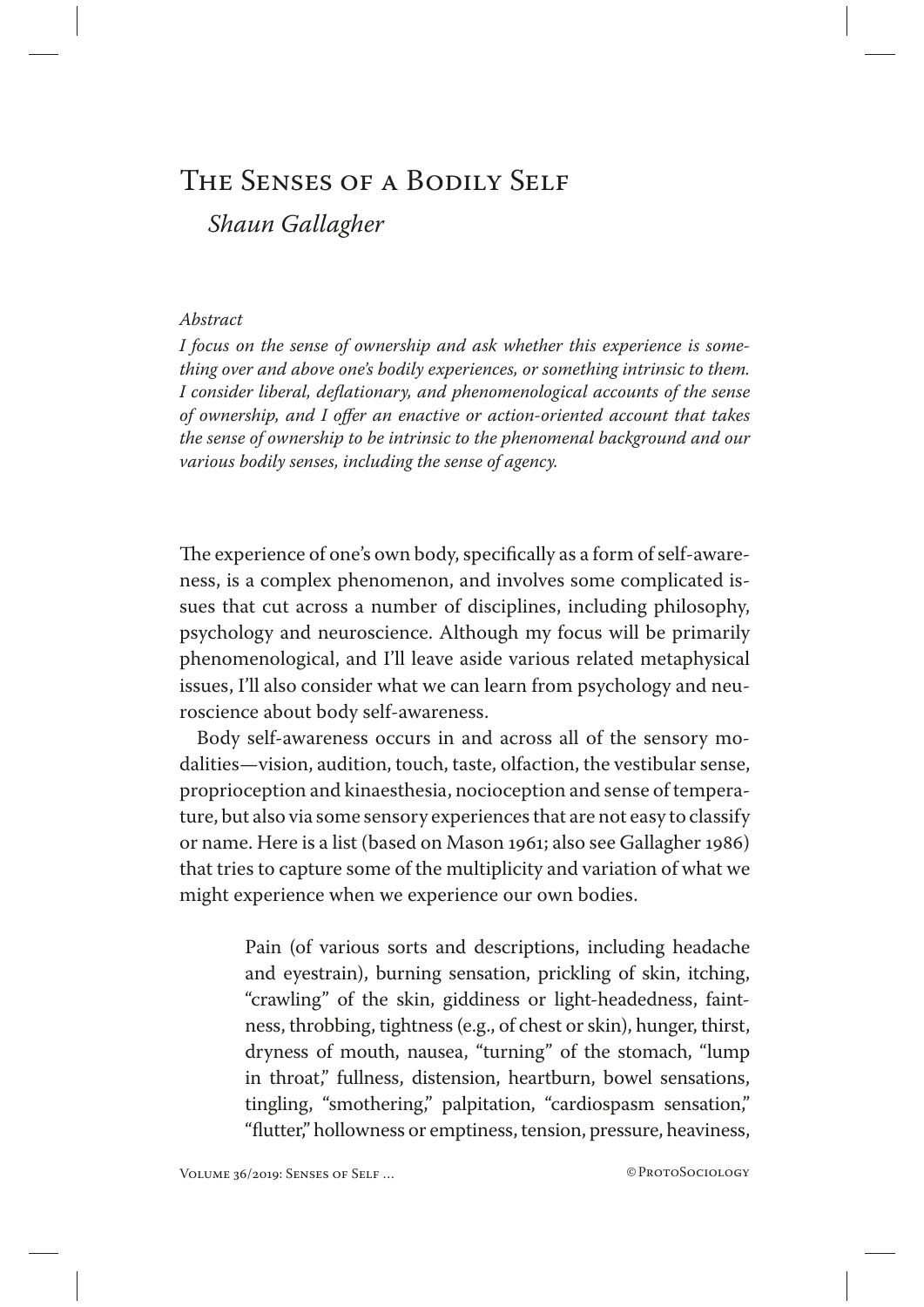# The Senses of a Bodily Self

*Shaun Gallagher*

*Abstract*

*I focus on the sense of ownership and ask whether this experience is something over and above one's bodily experiences, or something intrinsic to them. I consider liberal, deflationary, and phenomenological accounts of the sense of ownership, and I offer an enactive or action-oriented account that takes the sense of ownership to be intrinsic to the phenomenal background and our various bodily senses, including the sense of agency.*

The experience of one's own body, specifically as a form of self-awareness, is a complex phenomenon, and involves some complicated issues that cut across a number of disciplines, including philosophy, psychology and neuroscience. Although my focus will be primarily phenomenological, and I'll leave aside various related metaphysical issues, I'll also consider what we can learn from psychology and neuroscience about body self-awareness.

Body self-awareness occurs in and across all of the sensory modalities—vision, audition, touch, taste, olfaction, the vestibular sense, proprioception and kinaesthesia, nocioception and sense of temperature, but also via some sensory experiences that are not easy to classify or name. Here is a list (based on Mason 1961; also see Gallagher 1986) that tries to capture some of the multiplicity and variation of what we might experience when we experience our own bodies.

> Pain (of various sorts and descriptions, including headache and eyestrain), burning sensation, prickling of skin, itching, "crawling" of the skin, giddiness or light-headedness, faintness, throbbing, tightness (e.g., of chest or skin), hunger, thirst, dryness of mouth, nausea, "turning" of the stomach, "lump in throat," fullness, distension, heartburn, bowel sensations, tingling, "smothering," palpitation, "cardiospasm sensation," "flutter," hollowness or emptiness, tension, pressure, heaviness,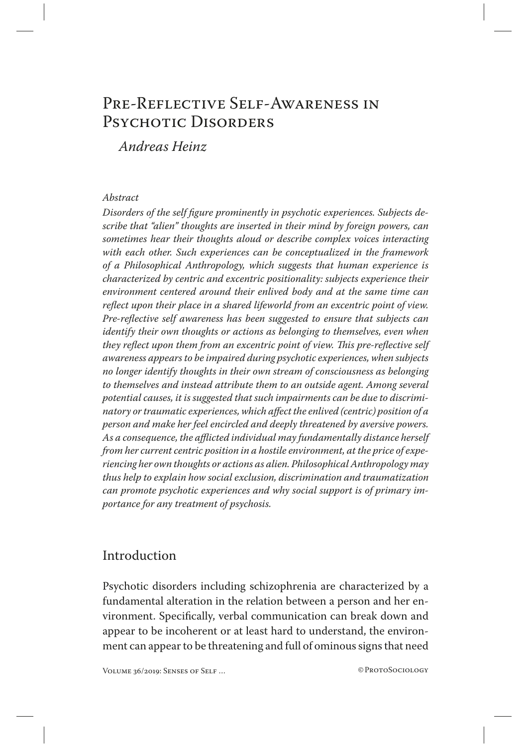# Pre-Reflective Self-Awareness in Psychotic Disorders

*Andreas Heinz*

*Abstract*

*Disorders of the self figure prominently in psychotic experiences. Subjects describe that "alien" thoughts are inserted in their mind by foreign powers, can sometimes hear their thoughts aloud or describe complex voices interacting with each other. Such experiences can be conceptualized in the framework of a Philosophical Anthropology, which suggests that human experience is characterized by centric and excentric positionality: subjects experience their environment centered around their enlived body and at the same time can reflect upon their place in a shared lifeworld from an excentric point of view. Pre-reflective self awareness has been suggested to ensure that subjects can identify their own thoughts or actions as belonging to themselves, even when they reflect upon them from an excentric point of view. This pre-reflective self awareness appears to be impaired during psychotic experiences, when subjects no longer identify thoughts in their own stream of consciousness as belonging to themselves and instead attribute them to an outside agent. Among several potential causes, it is suggested that such impairments can be due to discriminatory or traumatic experiences, which affect the enlived (centric) position of a person and make her feel encircled and deeply threatened by aversive powers. As a consequence, the afflicted individual may fundamentally distance herself from her current centric position in a hostile environment, at the price of experiencing her own thoughts or actions as alien. Philosophical Anthropology may thus help to explain how social exclusion, discrimination and traumatization can promote psychotic experiences and why social support is of primary importance for any treatment of psychosis.*

## Introduction

Psychotic disorders including schizophrenia are characterized by a fundamental alteration in the relation between a person and her environment. Specifically, verbal communication can break down and appear to be incoherent or at least hard to understand, the environment can appear to be threatening and full of ominous signs that need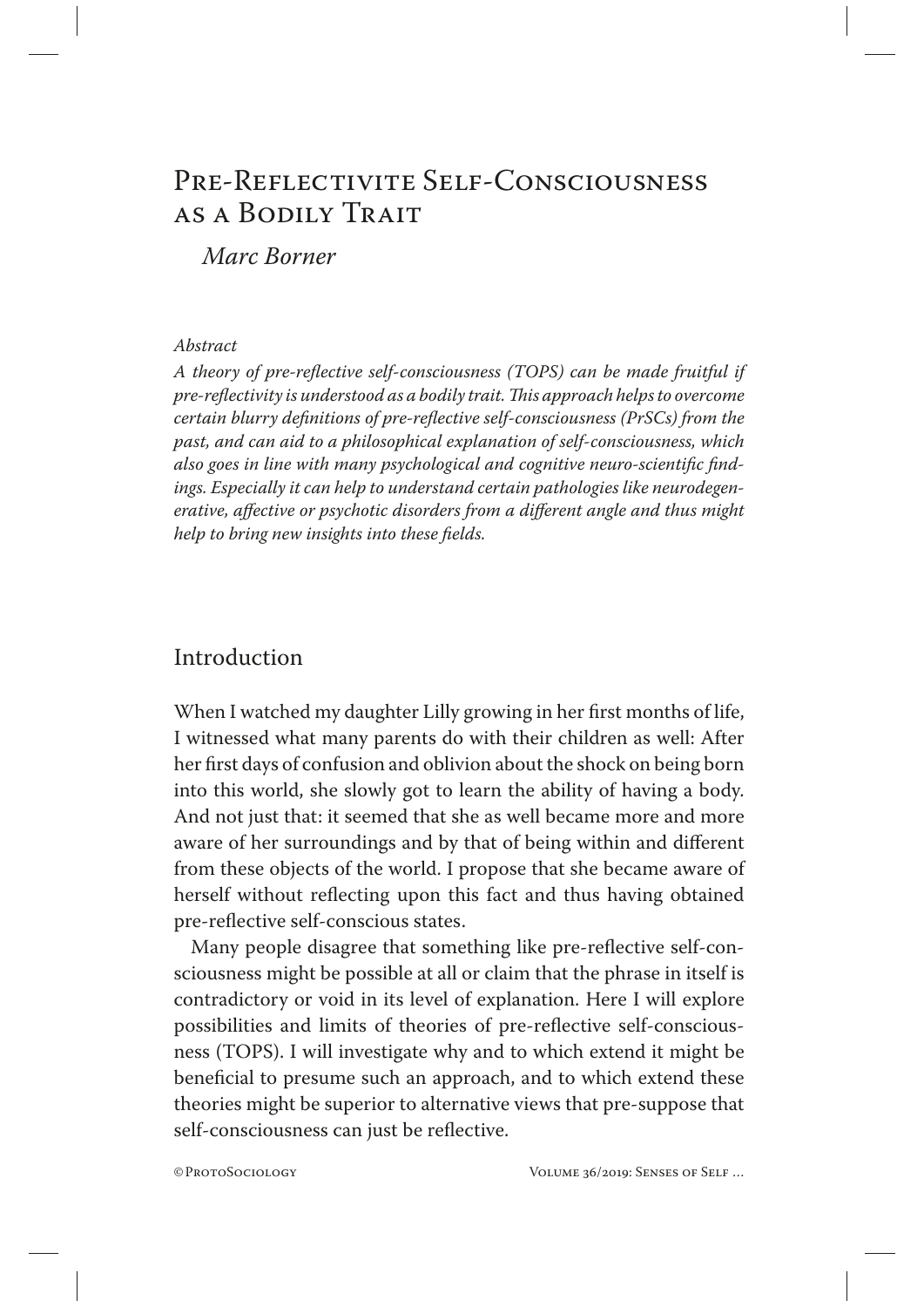# Pre-Reflectivite Self-Consciousness as a Bodily Trait

*Marc Borner*

*Abstract*

*A theory of pre-reflective self-consciousness (TOPS) can be made fruitful if pre-reflectivity is understood as a bodily trait. This approach helps to overcome certain blurry definitions of pre-reflective self-consciousness (PrSCs) from the past, and can aid to a philosophical explanation of self-consciousness, which also goes in line with many psychological and cognitive neuro-scientific findings. Especially it can help to understand certain pathologies like neurodegenerative, affective or psychotic disorders from a different angle and thus might help to bring new insights into these fields.*

## Introduction

When I watched my daughter Lilly growing in her first months of life, I witnessed what many parents do with their children as well: After her first days of confusion and oblivion about the shock on being born into this world, she slowly got to learn the ability of having a body. And not just that: it seemed that she as well became more and more aware of her surroundings and by that of being within and different from these objects of the world. I propose that she became aware of herself without reflecting upon this fact and thus having obtained pre-reflective self-conscious states.

Many people disagree that something like pre-reflective self-consciousness might be possible at all or claim that the phrase in itself is contradictory or void in its level of explanation. Here I will explore possibilities and limits of theories of pre-reflective self-consciousness (TOPS). I will investigate why and to which extend it might be beneficial to presume such an approach, and to which extend these theories might be superior to alternative views that pre-suppose that self-consciousness can just be reflective.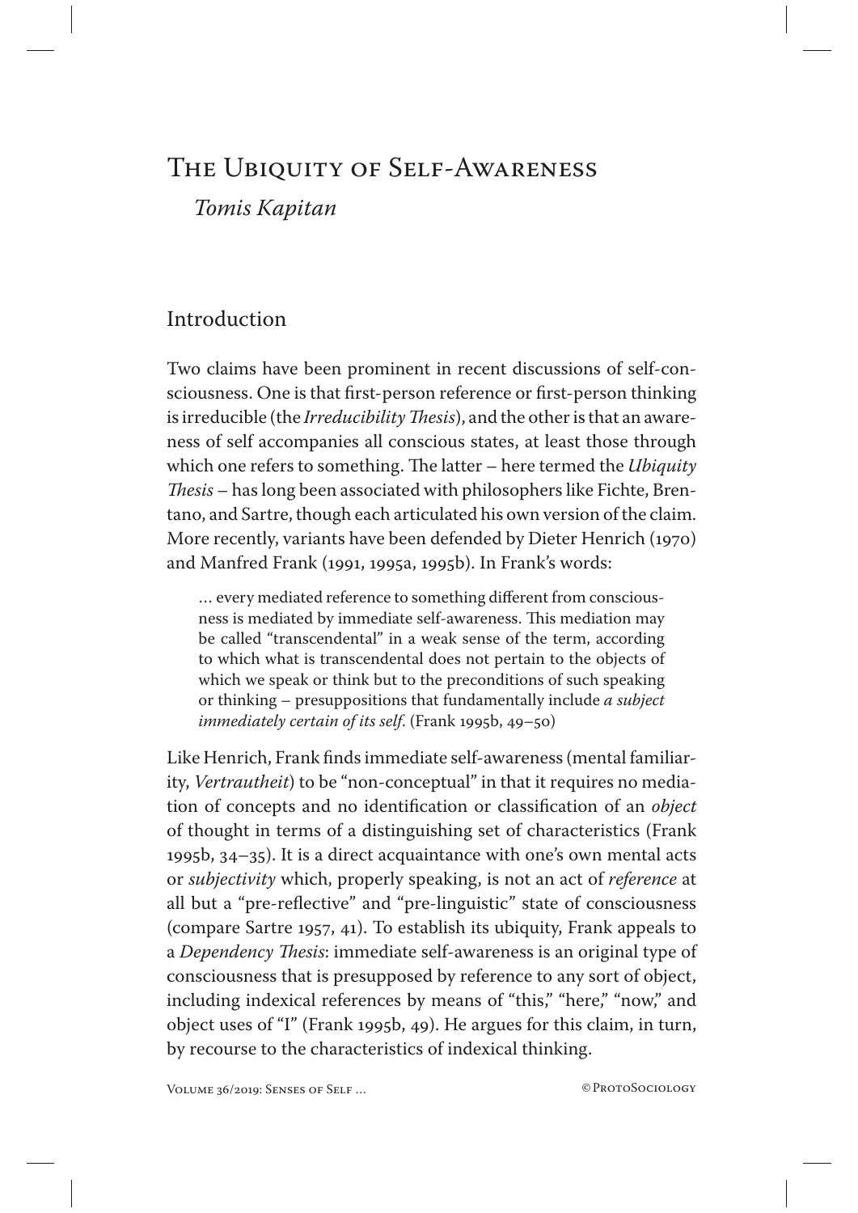# The Ubiquity of Self-Awareness

*Tomis Kapitan*

## Introduction

Two claims have been prominent in recent discussions of self-consciousness. One is that first-person reference or first-person thinking is irreducible (the *Irreducibility Thesis*), and the other is that an awareness of self accompanies all conscious states, at least those through which one refers to something. The latter – here termed the *Ubiquity Thesis* – has long been associated with philosophers like Fichte, Brentano, and Sartre, though each articulated his own version of the claim. More recently, variants have been defended by Dieter Henrich (1970) and Manfred Frank (1991, 1995a, 1995b). In Frank's words:

> … every mediated reference to something different from consciousness is mediated by immediate self-awareness. This mediation may be called "transcendental" in a weak sense of the term, according to which what is transcendental does not pertain to the objects of which we speak or think but to the preconditions of such speaking or thinking – presuppositions that fundamentally include *a subject immediately certain of its self*. (Frank 1995b, 49–50)

Like Henrich, Frank finds immediate self-awareness (mental familiarity, *Vertrautheit*) to be "non-conceptual" in that it requires no mediation of concepts and no identification or classification of an *object* of thought in terms of a distinguishing set of characteristics (Frank 1995b, 34–35). It is a direct acquaintance with one's own mental acts or *subjectivity* which, properly speaking, is not an act of *reference* at all but a "pre-reflective" and "pre-linguistic" state of consciousness (compare Sartre 1957, 41). To establish its ubiquity, Frank appeals to a *Dependency Thesis*: immediate self-awareness is an original type of consciousness that is presupposed by reference to any sort of object, including indexical references by means of "this," "here," "now," and object uses of "I" (Frank 1995b, 49). He argues for this claim, in turn, by recourse to the characteristics of indexical thinking.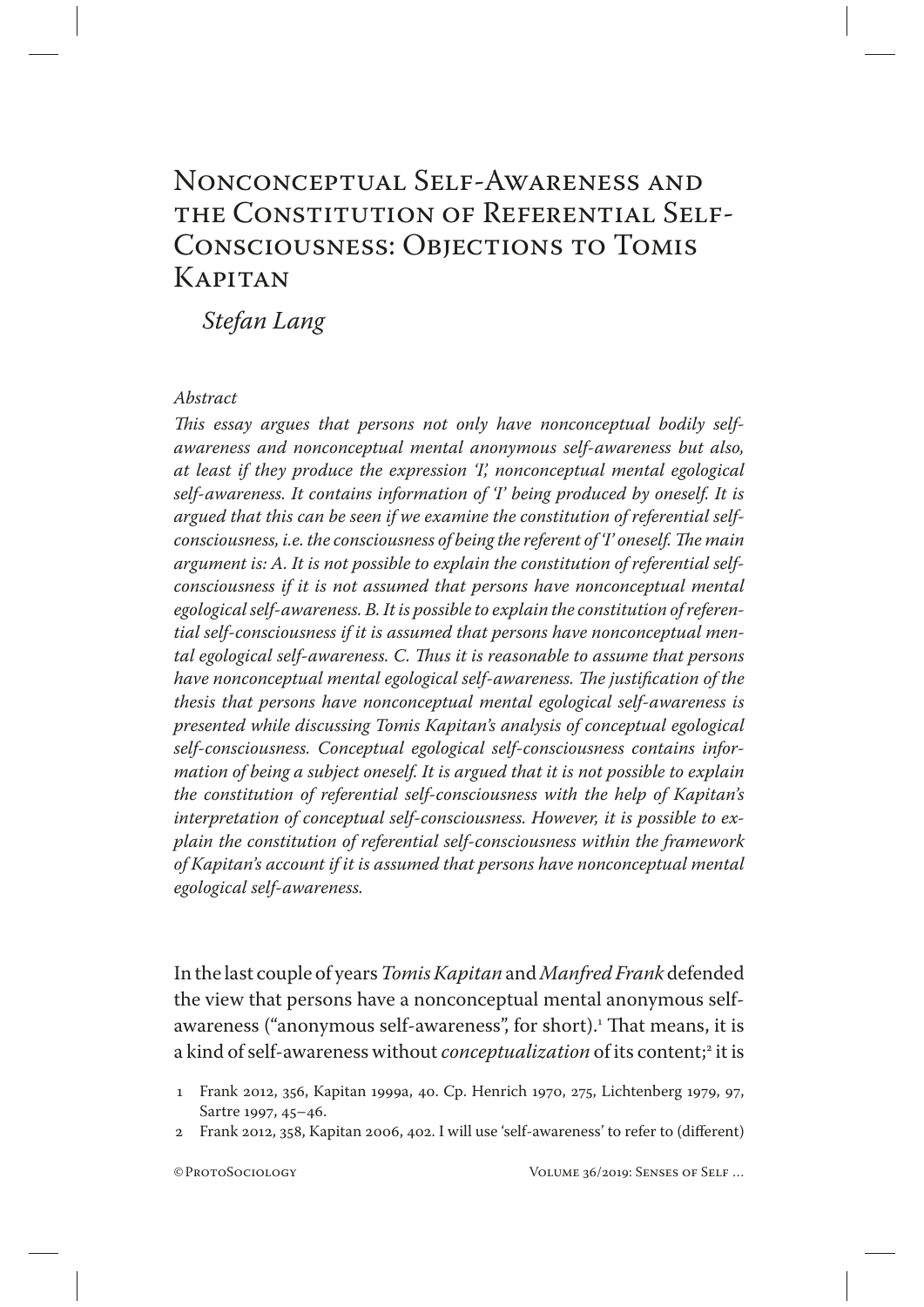# Nonconceptual Self-Awareness and the Constitution of Referential Self-Consciousness: Objections to Tomis Kapitan

*Stefan Lang*

*Abstract*

*This essay argues that persons not only have nonconceptual bodily self-awareness and nonconceptual mental anonymous self-awareness but also, at least if they produce the expression 'I', nonconceptual mental egological self-awareness. It contains information of 'I' being produced by oneself. It is argued that this can be seen if we examine the constitution of referential self-consciousness, i.e. the consciousness of being the referent of 'I' oneself. The main argument is: A. It is not possible to explain the constitution of referential self-consciousness if it is not assumed that persons have nonconceptual mental egological self-awareness. B. It is possible to explain the constitution of referential self-consciousness if it is assumed that persons have nonconceptual mental egological self-awareness. C. Thus it is reasonable to assume that persons have nonconceptual mental egological self-awareness. The justification of the thesis that persons have nonconceptual mental egological self-awareness is presented while discussing Tomis Kapitan's analysis of conceptual egological self-consciousness. Conceptual egological self-consciousness contains information of being a subject oneself. It is argued that it is not possible to explain the constitution of referential self-consciousness with the help of Kapitan's interpretation of conceptual self-consciousness. However, it is possible to explain the constitution of referential self-consciousness within the framework of Kapitan's account if it is assumed that persons have nonconceptual mental egological self-awareness.*

In the last couple of years *Tomis Kapitan* and *Manfred Frank* defended the view that persons have a nonconceptual mental anonymous self-awareness ("anonymous self-awareness", for short).[1] That means, it is a kind of self-awareness without *conceptualization* of its content;[2] it is

1 Frank 2012, 356, Kapitan 1999a, 40. Cp. Henrich 1970, 275, Lichtenberg 1979, 97, Sartre 1997, 45–46.

2 Frank 2012, 358, Kapitan 2006, 402. I will use 'self-awareness' to refer to (different)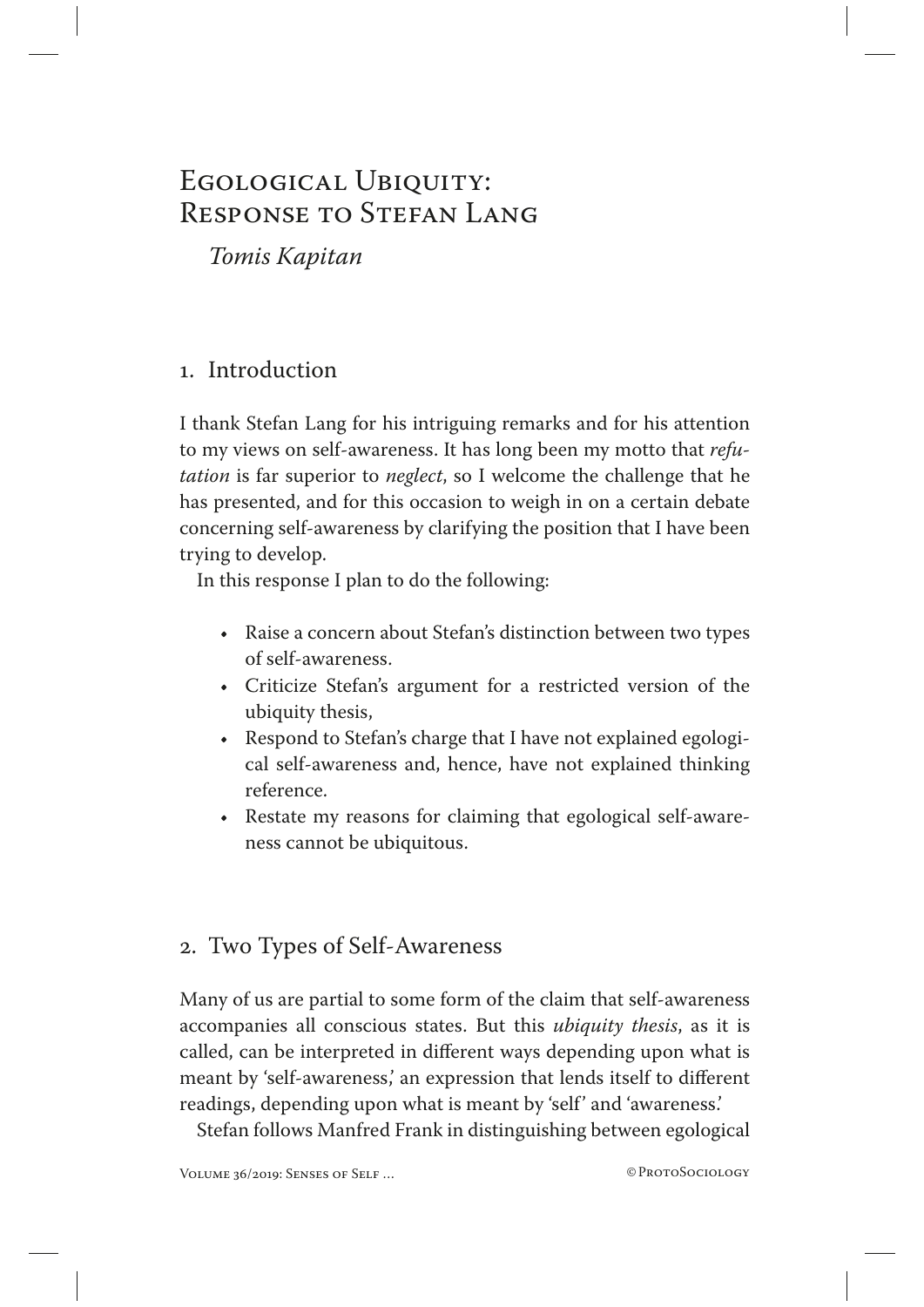# Egological Ubiquity: Response to Stefan Lang

*Tomis Kapitan*

## 1. Introduction

I thank Stefan Lang for his intriguing remarks and for his attention to my views on self-awareness. It has long been my motto that *refutation* is far superior to *neglect*, so I welcome the challenge that he has presented, and for this occasion to weigh in on a certain debate concerning self-awareness by clarifying the position that I have been trying to develop.

In this response I plan to do the following:

- Raise a concern about Stefan's distinction between two types of self-awareness.
- Criticize Stefan's argument for a restricted version of the ubiquity thesis,
- Respond to Stefan's charge that I have not explained egological self-awareness and, hence, have not explained thinking reference.
- Restate my reasons for claiming that egological self-awareness cannot be ubiquitous.

## 2. Two Types of Self-Awareness

Many of us are partial to some form of the claim that self-awareness accompanies all conscious states. But this *ubiquity thesis*, as it is called, can be interpreted in different ways depending upon what is meant by 'self-awareness,' an expression that lends itself to different readings, depending upon what is meant by 'self' and 'awareness.'

Stefan follows Manfred Frank in distinguishing between egological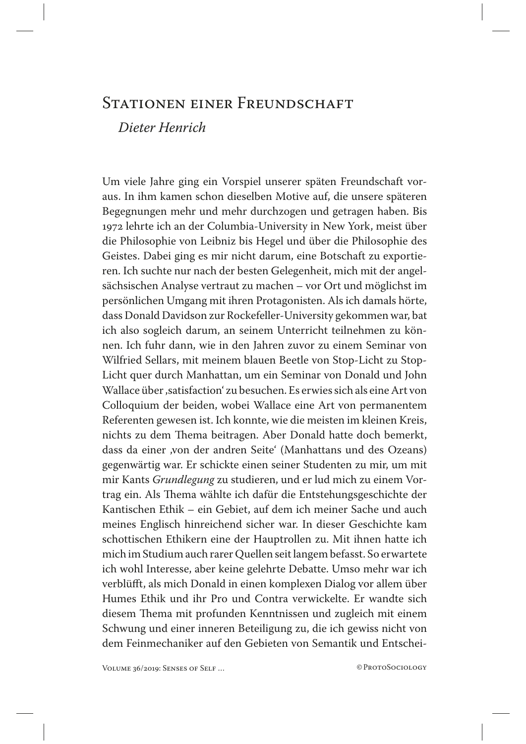# Stationen einer Freundschaft

*Dieter Henrich*

Um viele Jahre ging ein Vorspiel unserer späten Freundschaft voraus. In ihm kamen schon dieselben Motive auf, die unsere späteren Begegnungen mehr und mehr durchzogen und getragen haben. Bis 1972 lehrte ich an der Columbia-University in New York, meist über die Philosophie von Leibniz bis Hegel und über die Philosophie des Geistes. Dabei ging es mir nicht darum, eine Botschaft zu exportieren. Ich suchte nur nach der besten Gelegenheit, mich mit der angelsächsischen Analyse vertraut zu machen – vor Ort und möglichst im persönlichen Umgang mit ihren Protagonisten. Als ich damals hörte, dass Donald Davidson zur Rockefeller-University gekommen war, bat ich also sogleich darum, an seinem Unterricht teilnehmen zu können. Ich fuhr dann, wie in den Jahren zuvor zu einem Seminar von Wilfried Sellars, mit meinem blauen Beetle von Stop-Licht zu Stop-Licht quer durch Manhattan, um ein Seminar von Donald und John Wallace über ‚satisfaction' zu besuchen. Es erwies sich als eine Art von Colloquium der beiden, wobei Wallace eine Art von permanentem Referenten gewesen ist. Ich konnte, wie die meisten im kleinen Kreis, nichts zu dem Thema beitragen. Aber Donald hatte doch bemerkt, dass da einer ‚von der andren Seite' (Manhattans und des Ozeans) gegenwärtig war. Er schickte einen seiner Studenten zu mir, um mit mir Kants *Grundlegung* zu studieren, und er lud mich zu einem Vortrag ein. Als Thema wählte ich dafür die Entstehungsgeschichte der Kantischen Ethik – ein Gebiet, auf dem ich meiner Sache und auch meines Englisch hinreichend sicher war. In dieser Geschichte kam schottischen Ethikern eine der Hauptrollen zu. Mit ihnen hatte ich mich im Studium auch rarer Quellen seit langem befasst. So erwartete ich wohl Interesse, aber keine gelehrte Debatte. Umso mehr war ich verblüfft, als mich Donald in einen komplexen Dialog vor allem über Humes Ethik und ihr Pro und Contra verwickelte. Er wandte sich diesem Thema mit profunden Kenntnissen und zugleich mit einem Schwung und einer inneren Beteiligung zu, die ich gewiss nicht von dem Feinmechaniker auf den Gebieten von Semantik und Entschei-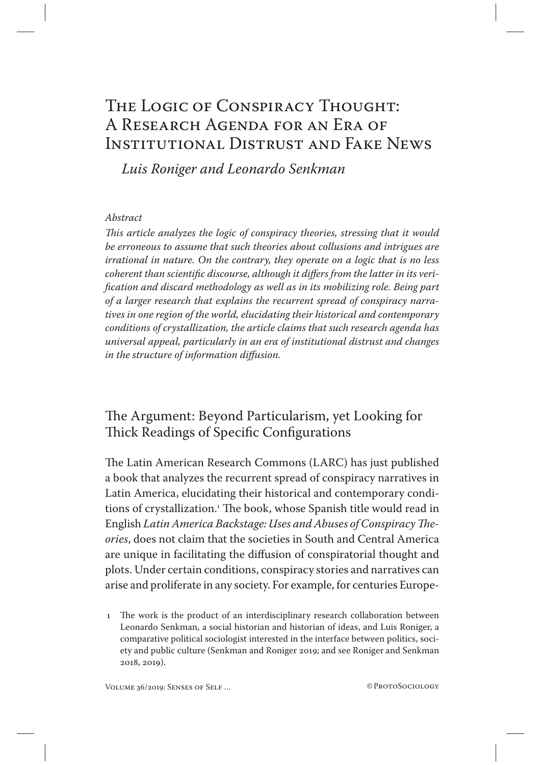# The Logic of Conspiracy Thought: A Research Agenda for an Era of Institutional Distrust and Fake News

*Luis Roniger and Leonardo Senkman*

*Abstract*

*This article analyzes the logic of conspiracy theories, stressing that it would be erroneous to assume that such theories about collusions and intrigues are irrational in nature. On the contrary, they operate on a logic that is no less coherent than scientific discourse, although it differs from the latter in its verification and discard methodology as well as in its mobilizing role. Being part of a larger research that explains the recurrent spread of conspiracy narratives in one region of the world, elucidating their historical and contemporary conditions of crystallization, the article claims that such research agenda has universal appeal, particularly in an era of institutional distrust and changes in the structure of information diffusion.*

## The Argument: Beyond Particularism, yet Looking for Thick Readings of Specific Configurations

The Latin American Research Commons (LARC) has just published a book that analyzes the recurrent spread of conspiracy narratives in Latin America, elucidating their historical and contemporary conditions of crystallization.[1] The book, whose Spanish title would read in English *Latin America Backstage: Uses and Abuses of Conspiracy Theories*, does not claim that the societies in South and Central America are unique in facilitating the diffusion of conspiratorial thought and plots. Under certain conditions, conspiracy stories and narratives can arise and proliferate in any society. For example, for centuries Europe-

[1] The work is the product of an interdisciplinary research collaboration between Leonardo Senkman, a social historian and historian of ideas, and Luis Roniger, a comparative political sociologist interested in the interface between politics, society and public culture (Senkman and Roniger 2019; and see Roniger and Senkman 2018, 2019).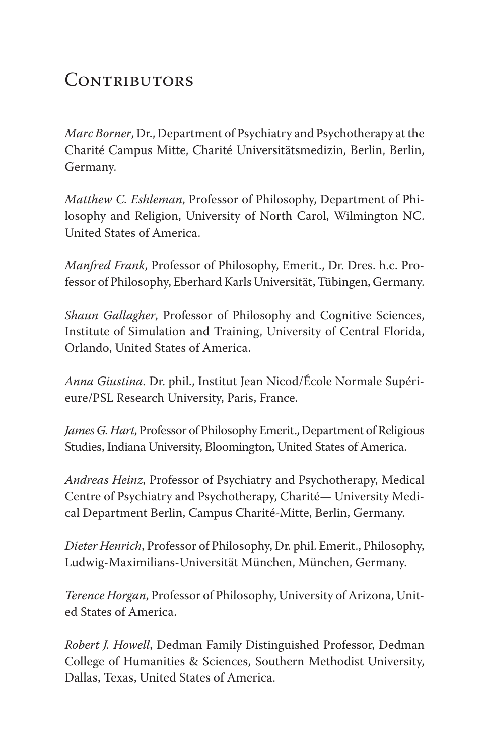# Contributors

*Marc Borner*, Dr., Department of Psychiatry and Psychotherapy at the Charité Campus Mitte, Charité Universitätsmedizin, Berlin, Berlin, Germany.

*Matthew C. Eshleman*, Professor of Philosophy, Department of Philosophy and Religion, University of North Carol, Wilmington NC. United States of America.

*Manfred Frank*, Professor of Philosophy, Emerit., Dr. Dres. h.c. Professor of Philosophy, Eberhard Karls Universität, Tübingen, Germany.

*Shaun Gallagher*, Professor of Philosophy and Cognitive Sciences, Institute of Simulation and Training, University of Central Florida, Orlando, United States of America.

*Anna Giustina*. Dr. phil., Institut Jean Nicod/École Normale Supérieure/PSL Research University, Paris, France.

*James G. Hart*, Professor of Philosophy Emerit., Department of Religious Studies, Indiana University, Bloomington, United States of America.

*Andreas Heinz*, Professor of Psychiatry and Psychotherapy, Medical Centre of Psychiatry and Psychotherapy, Charité— University Medical Department Berlin, Campus Charité-Mitte, Berlin, Germany.

*Dieter Henrich*, Professor of Philosophy, Dr. phil. Emerit., Philosophy, Ludwig-Maximilians-Universität München, München, Germany.

*Terence Horgan*, Professor of Philosophy, University of Arizona, United States of America.

*Robert J. Howell*, Dedman Family Distinguished Professor, Dedman College of Humanities & Sciences, Southern Methodist University, Dallas, Texas, United States of America.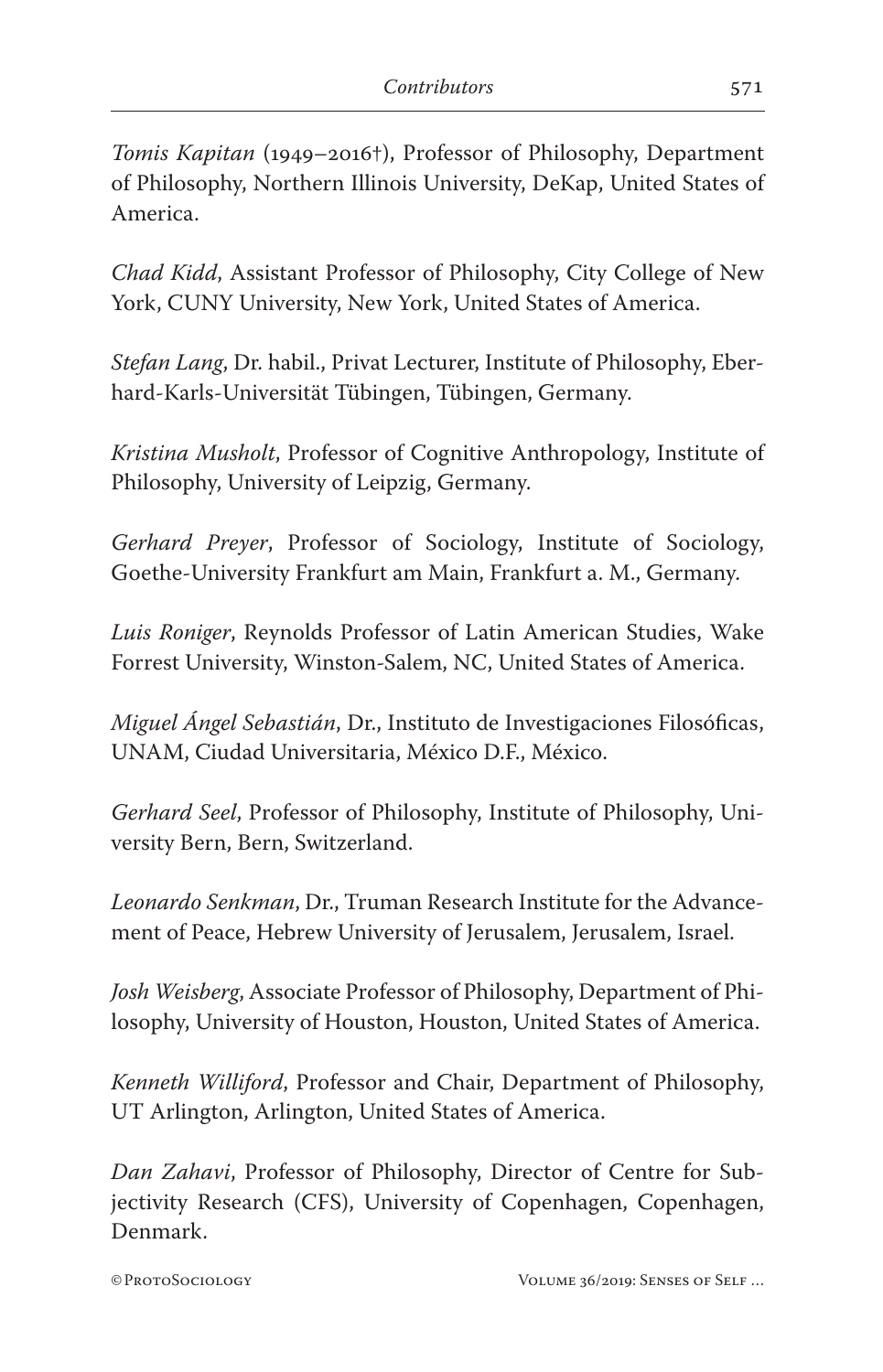*Tomis Kapitan* (1949–2016†), Professor of Philosophy, Department of Philosophy, Northern Illinois University, DeKap, United States of America.

*Chad Kidd*, Assistant Professor of Philosophy, City College of New York, CUNY University, New York, United States of America.

*Stefan Lang*, Dr. habil., Privat Lecturer, Institute of Philosophy, Eberhard-Karls-Universität Tübingen, Tübingen, Germany.

*Kristina Musholt*, Professor of Cognitive Anthropology, Institute of Philosophy, University of Leipzig, Germany.

*Gerhard Preyer*, Professor of Sociology, Institute of Sociology, Goethe-University Frankfurt am Main, Frankfurt a. M., Germany.

*Luis Roniger*, Reynolds Professor of Latin American Studies, Wake Forrest University, Winston-Salem, NC, United States of America.

*Miguel Ángel Sebastián*, Dr., Instituto de Investigaciones Filosóficas, UNAM, Ciudad Universitaria, México D.F., México.

*Gerhard Seel*, Professor of Philosophy, Institute of Philosophy, University Bern, Bern, Switzerland.

*Leonardo Senkman*, Dr., Truman Research Institute for the Advancement of Peace, Hebrew University of Jerusalem, Jerusalem, Israel.

*Josh Weisberg*, Associate Professor of Philosophy, Department of Philosophy, University of Houston, Houston, United States of America.

*Kenneth Williford*, Professor and Chair, Department of Philosophy, UT Arlington, Arlington, United States of America.

*Dan Zahavi*, Professor of Philosophy, Director of Centre for Subjectivity Research (CFS), University of Copenhagen, Copenhagen, Denmark.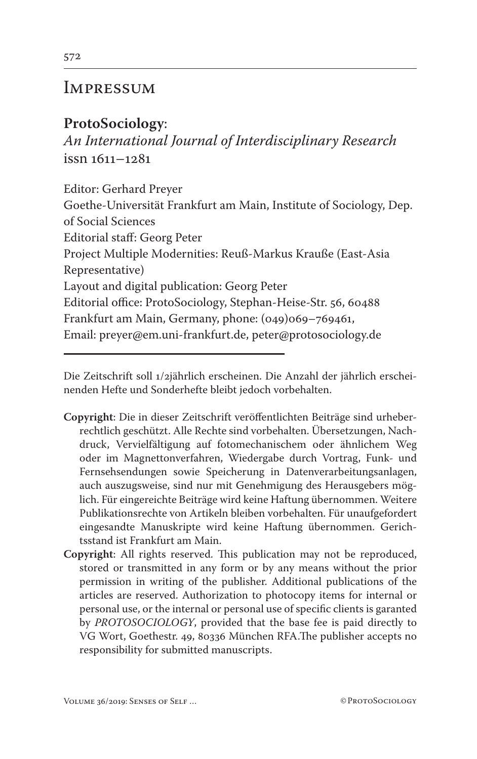# Impressum

**ProtoSociology**:
*An International Journal of Interdisciplinary Research*
issn 1611–1281

Editor: Gerhard Preyer
Goethe-Universität Frankfurt am Main, Institute of Sociology, Dep. of Social Sciences
Editorial staff: Georg Peter
Project Multiple Modernities: Reuß-Markus Kraußе (East-Asia Representative)
Layout and digital publication: Georg Peter
Editorial office: ProtoSociology, Stephan-Heise-Str. 56, 60488 Frankfurt am Main, Germany, phone: (049)069–769461,
Email: preyer@em.uni-frankfurt.de, peter@protosociology.de

---

Die Zeitschrift soll 1/2jährlich erscheinen. Die Anzahl der jährlich erscheinenden Hefte und Sonderhefte bleibt jedoch vorbehalten.

**Copyright**: Die in dieser Zeitschrift veröffentlichten Beiträge sind urheberrechtlich geschützt. Alle Rechte sind vorbehalten. Übersetzungen, Nachdruck, Vervielfältigung auf fotomechanischem oder ähnlichem Weg oder im Magnettonverfahren, Wiedergabe durch Vortrag, Funk- und Fernsehsendungen sowie Speicherung in Datenverarbeitungsanlagen, auch auszugsweise, sind nur mit Genehmigung des Herausgebers möglich. Für eingereichte Beiträge wird keine Haftung übernommen. Weitere Publikationsrechte von Artikeln bleiben vorbehalten. Für unaufgefordert eingesandte Manuskripte wird keine Haftung übernommen. Gerichtsstand ist Frankfurt am Main.

**Copyright**: All rights reserved. This publication may not be reproduced, stored or transmitted in any form or by any means without the prior permission in writing of the publisher. Additional publications of the articles are reserved. Authorization to photocopy items for internal or personal use, or the internal or personal use of specific clients is garanted by *PROTOSOCIOLOGY*, provided that the base fee is paid directly to VG Wort, Goethestr. 49, 80336 München RFA.The publisher accepts no responsibility for submitted manuscripts.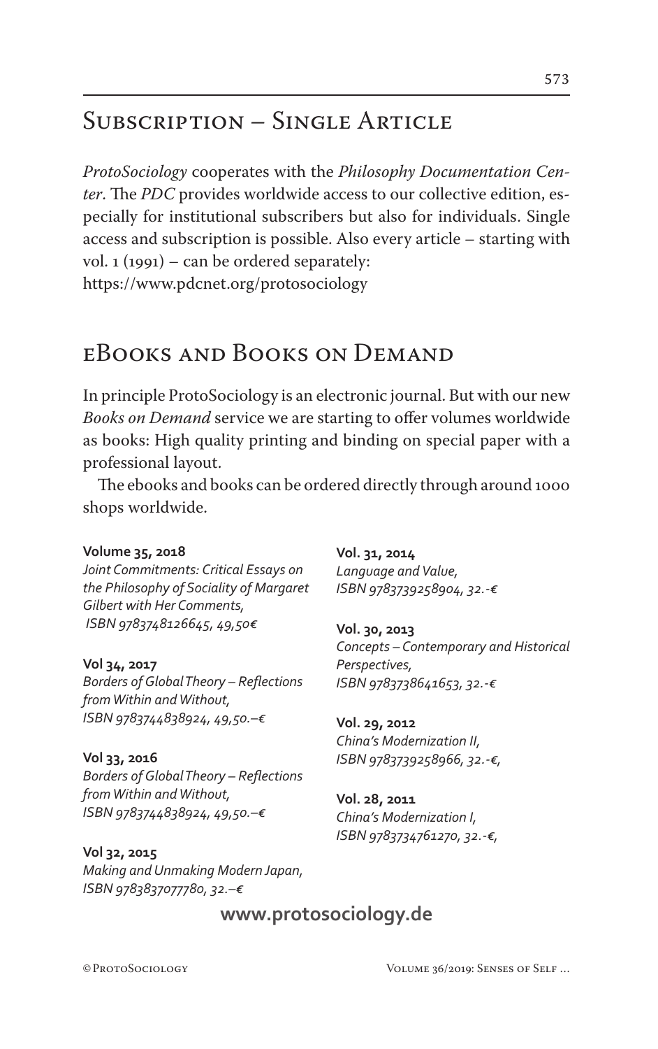## Subscription – Single Article

*ProtoSociology* cooperates with the *Philosophy Documentation Center*. The *PDC* provides worldwide access to our collective edition, especially for institutional subscribers but also for individuals. Single access and subscription is possible. Also every article – starting with vol. 1 (1991) – can be ordered separately:
https://www.pdcnet.org/protosociology

## eBooks and Books on Demand

In principle ProtoSociology is an electronic journal. But with our new *Books on Demand* service we are starting to offer volumes worldwide as books: High quality printing and binding on special paper with a professional layout.

The ebooks and books can be ordered directly through around 1000 shops worldwide.

**Volume 35, 2018**
*Joint Commitments: Critical Essays on the Philosophy of Sociality of Margaret Gilbert with Her Comments, ISBN 9783748126645, 49,50€*

**Vol 34, 2017**
*Borders of Global Theory – Reflections from Within and Without, ISBN 9783744838924, 49,50.–€*

**Vol 33, 2016**
*Borders of Global Theory – Reflections from Within and Without, ISBN 9783744838924, 49,50.–€*

**Vol 32, 2015**
*Making and Unmaking Modern Japan, ISBN 9783837077780, 32.–€*

**Vol. 31, 2014**
*Language and Value, ISBN 9783739258904, 32.-€*

**Vol. 30, 2013**
*Concepts – Contemporary and Historical Perspectives, ISBN 9783738641653, 32.-€*

**Vol. 29, 2012**
*China's Modernization II, ISBN 9783739258966, 32.-€,*

**Vol. 28, 2011**
*China's Modernization I, ISBN 9783734761270, 32.-€,*

**www.protosociology.de**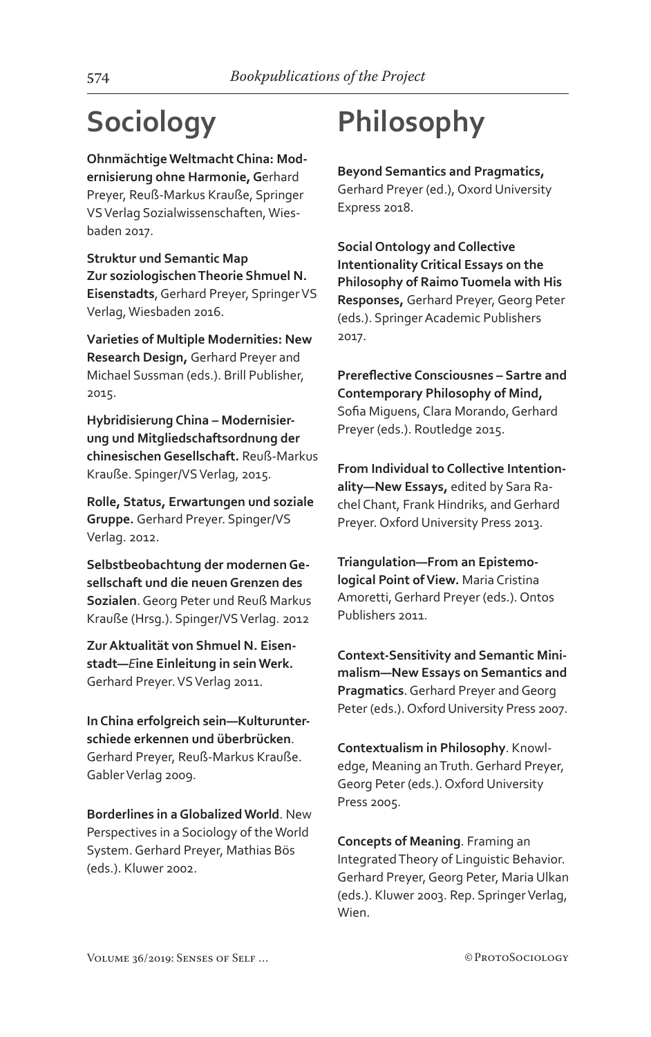# Sociology

**Ohnmächtige Weltmacht China: Modernisierung ohne Harmonie, G**erhard Preyer, Reuß-Markus Krauße, Springer VS Verlag Sozialwissenschaften, Wiesbaden 2017.

**Struktur und Semantic Map Zur soziologischen Theorie Shmuel N. Eisenstadts**, Gerhard Preyer, Springer VS Verlag, Wiesbaden 2016.

**Varieties of Multiple Modernities: New Research Design,** Gerhard Preyer and Michael Sussman (eds.). Brill Publisher, 2015.

**Hybridisierung China – Modernisierung und Mitgliedschaftsordnung der chinesischen Gesellschaft.** Reuß-Markus Krauße. Spinger/VS Verlag, 2015.

**Rolle, Status, Erwartungen und soziale Gruppe.** Gerhard Preyer. Spinger/VS Verlag. 2012.

**Selbstbeobachtung der modernen Gesellschaft und die neuen Grenzen des Sozialen**. Georg Peter und Reuß Markus Krauße (Hrsg.). Spinger/VS Verlag. 2012

**Zur Aktualität von Shmuel N. Eisenstadt—*E*ine Einleitung in sein Werk.** Gerhard Preyer. VS Verlag 2011.

**In China erfolgreich sein—Kulturunterschiede erkennen und überbrücken**. Gerhard Preyer, Reuß-Markus Krauße. Gabler Verlag 2009.

**Borderlines in a Globalized World**. New Perspectives in a Sociology of the World System. Gerhard Preyer, Mathias Bös (eds.). Kluwer 2002.

# Philosophy

**Beyond Semantics and Pragmatics,** Gerhard Preyer (ed.), Oxord University Express 2018.

**Social Ontology and Collective Intentionality Critical Essays on the Philosophy of Raimo Tuomela with His Responses,** Gerhard Preyer, Georg Peter (eds.). Springer Academic Publishers 2017.

**Prereflective Consciousnes – Sartre and Contemporary Philosophy of Mind,** Sofia Miguens, Clara Morando, Gerhard Preyer (eds.). Routledge 2015.

**From Individual to Collective Intentionality—New Essays,** edited by Sara Rachel Chant, Frank Hindriks, and Gerhard Preyer. Oxford University Press 2013.

**Triangulation—From an Epistemological Point of View.** Maria Cristina Amoretti, Gerhard Preyer (eds.). Ontos Publishers 2011.

**Context-Sensitivity and Semantic Minimalism—New Essays on Semantics and Pragmatics**. Gerhard Preyer and Georg Peter (eds.). Oxford University Press 2007.

**Contextualism in Philosophy**. Knowledge, Meaning an Truth. Gerhard Preyer, Georg Peter (eds.). Oxford University Press 2005.

**Concepts of Meaning**. Framing an Integrated Theory of Linguistic Behavior. Gerhard Preyer, Georg Peter, Maria Ulkan (eds.). Kluwer 2003. Rep. Springer Verlag, Wien.